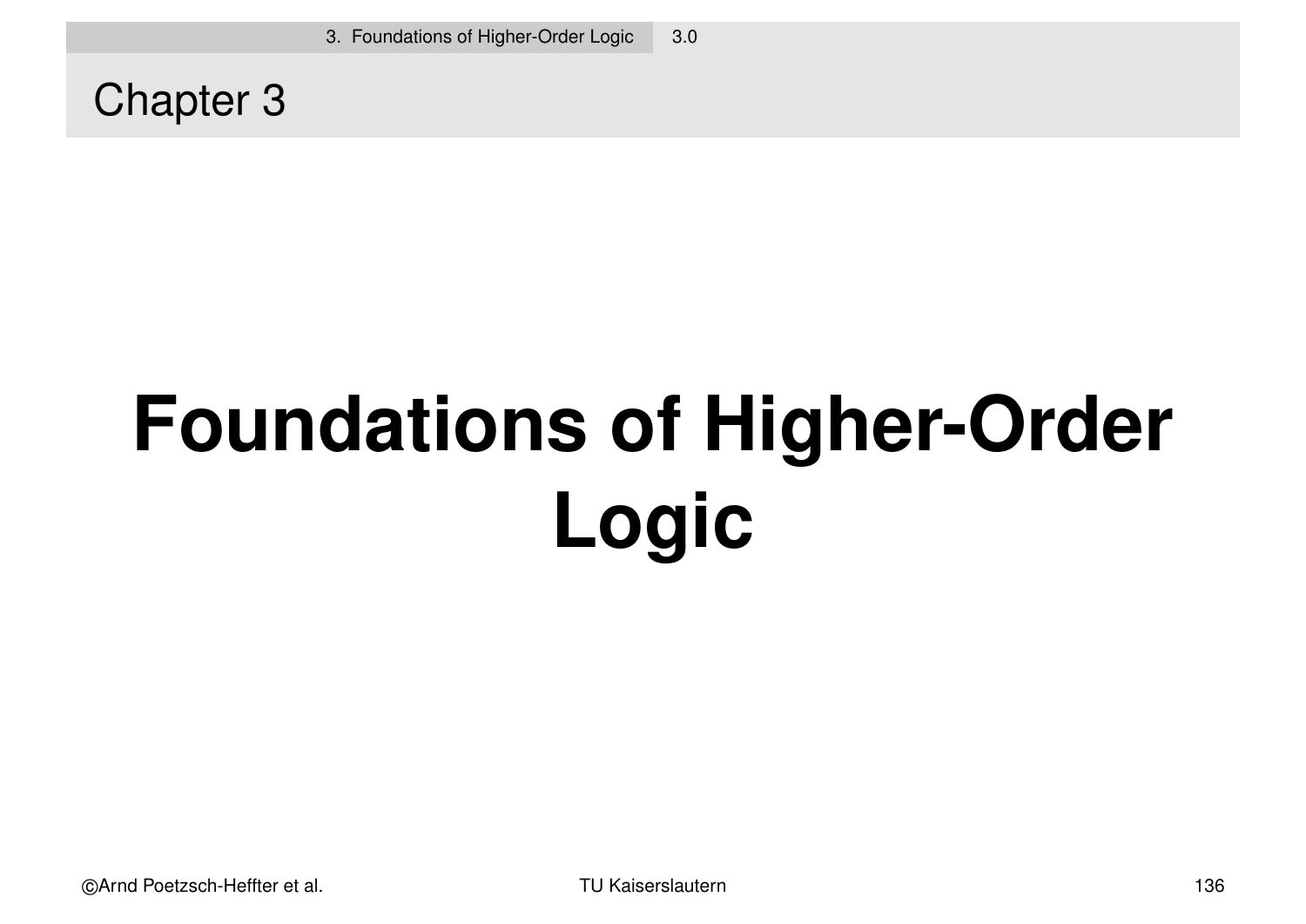## Chapter 3

# Foundations of Higher-Order Logic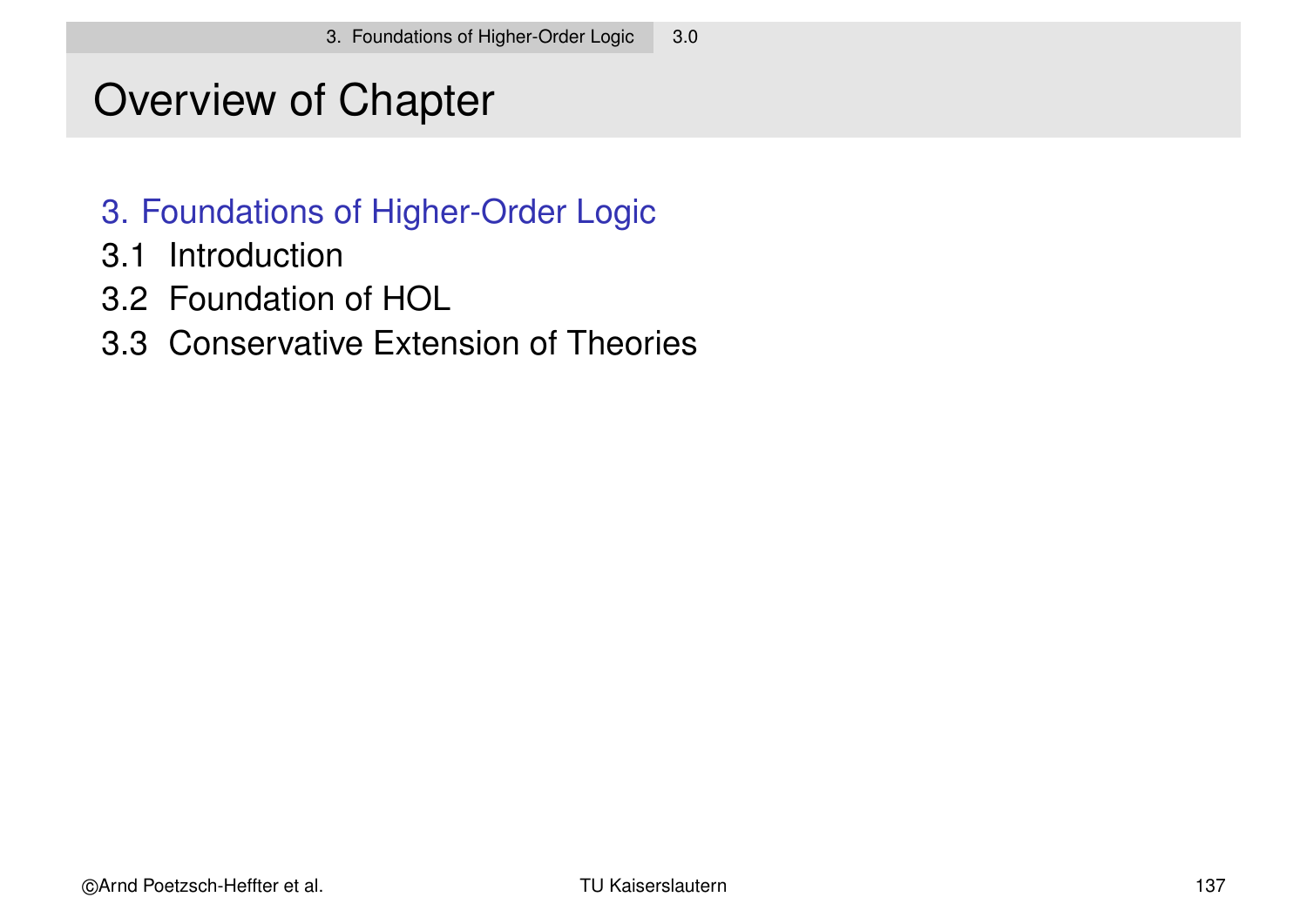# Overview of Chapter

3. Foundations of Higher-Order Logic

3.1 Introduction

3.2 Foundation of HOL

3.3 Conservative Extension of Theories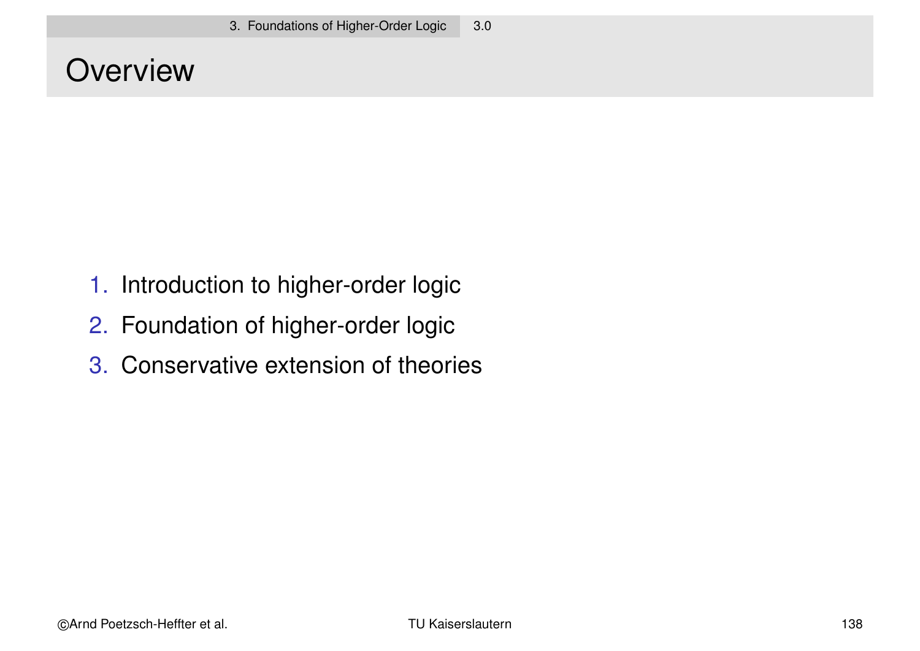# Overview

1. Introduction to higher-order logic
2. Foundation of higher-order logic
3. Conservative extension of theories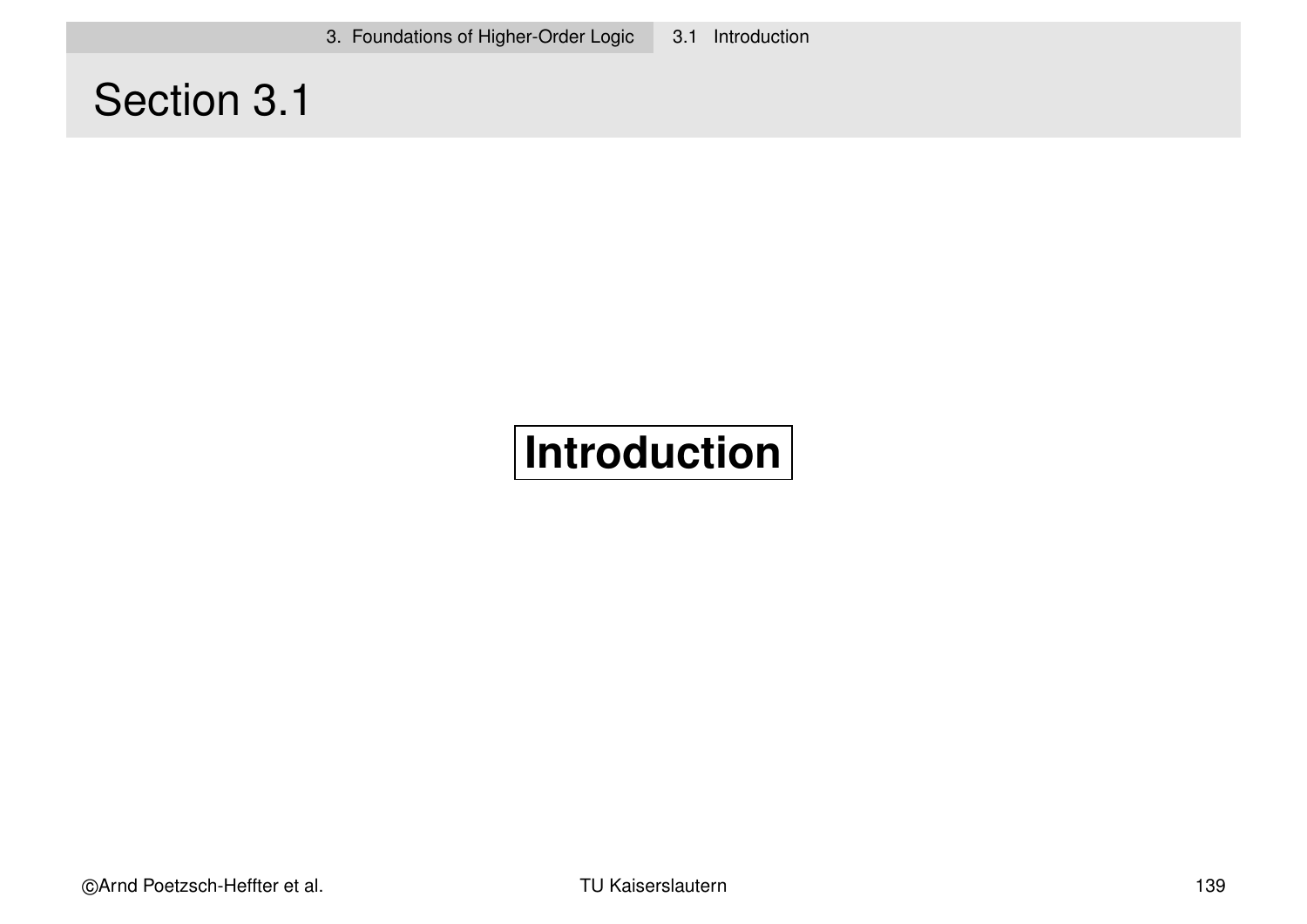# Section 3.1

## Introduction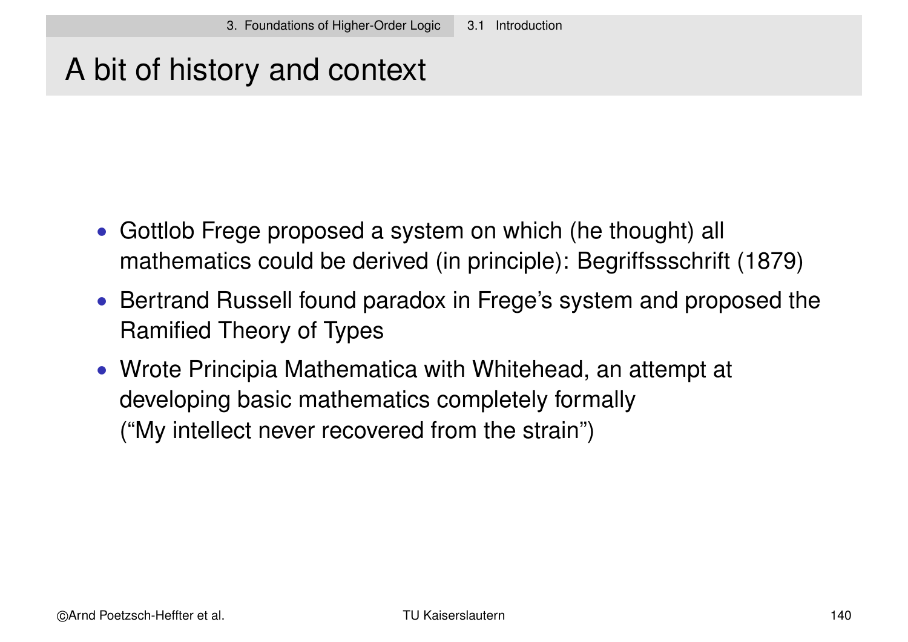# A bit of history and context

- Gottlob Frege proposed a system on which (he thought) all mathematics could be derived (in principle): Begriffssschrift (1879)
- Bertrand Russell found paradox in Frege's system and proposed the Ramified Theory of Types
- Wrote Principia Mathematica with Whitehead, an attempt at developing basic mathematics completely formally ("My intellect never recovered from the strain")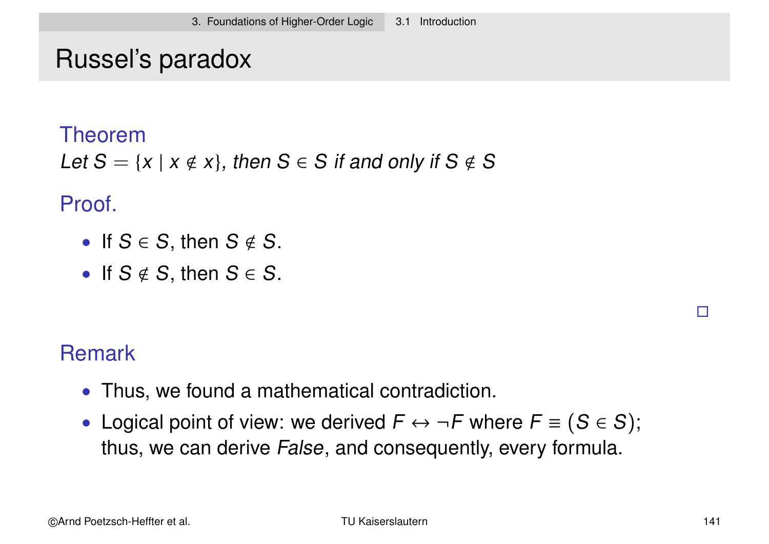# Russel's paradox

**Theorem**

*Let* $S = \{x \mid x \notin x\}$*, then* $S \in S$ *if and only if* $S \notin S$

**Proof.**

- If $S \in S$, then $S \notin S$.
- If $S \notin S$, then $S \in S$.

□

**Remark**

- Thus, we found a mathematical contradiction.
- Logical point of view: we derived $F \leftrightarrow \neg F$ where $F \equiv (S \in S)$; thus, we can derive *False*, and consequently, every formula.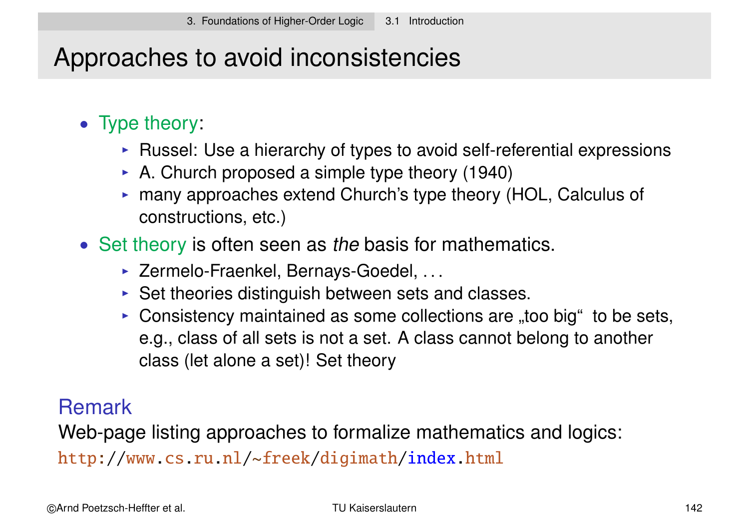# Approaches to avoid inconsistencies

- Type theory:
  - Russel: Use a hierarchy of types to avoid self-referential expressions
  - A. Church proposed a simple type theory (1940)
  - many approaches extend Church's type theory (HOL, Calculus of constructions, etc.)
- Set theory is often seen as *the* basis for mathematics.
  - Zermelo-Fraenkel, Bernays-Goedel, ...
  - Set theories distinguish between sets and classes.
  - Consistency maintained as some collections are „too big" to be sets, e.g., class of all sets is not a set. A class cannot belong to another class (let alone a set)! Set theory

## Remark

Web-page listing approaches to formalize mathematics and logics:
http://www.cs.ru.nl/~freek/digimath/index.html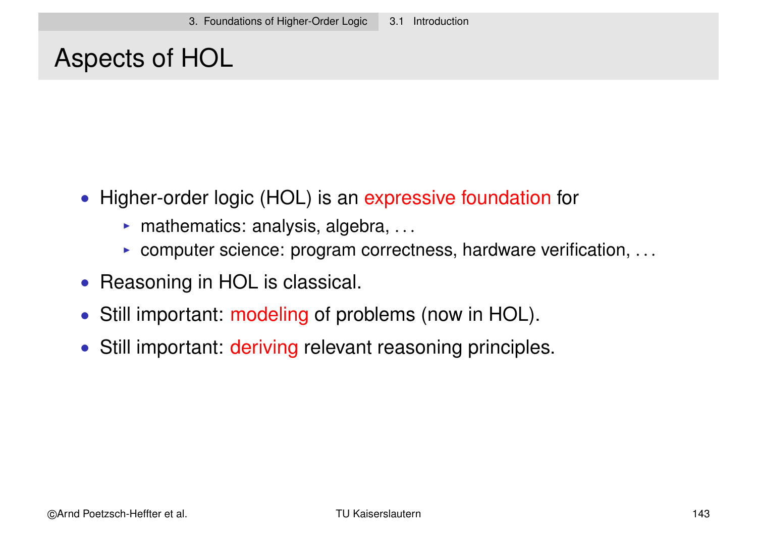# Aspects of HOL

- Higher-order logic (HOL) is an expressive foundation for
  - mathematics: analysis, algebra, ...
  - computer science: program correctness, hardware verification, ...
- Reasoning in HOL is classical.
- Still important: modeling of problems (now in HOL).
- Still important: deriving relevant reasoning principles.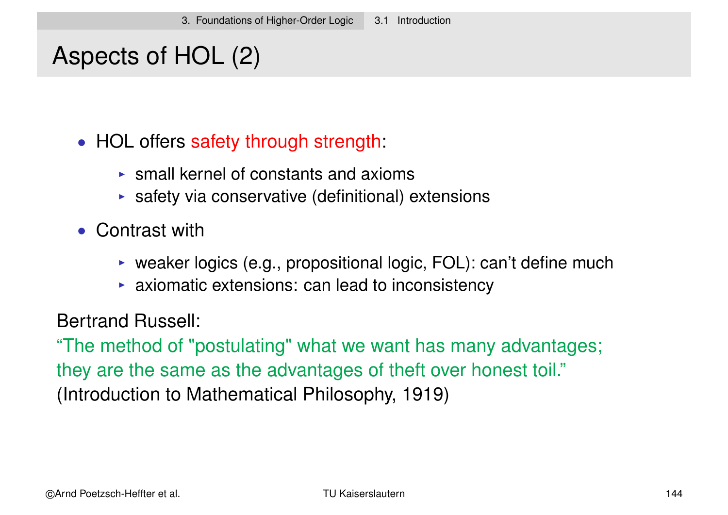# Aspects of HOL (2)

- HOL offers safety through strength:
  - small kernel of constants and axioms
  - safety via conservative (definitional) extensions
- Contrast with
  - weaker logics (e.g., propositional logic, FOL): can't define much
  - axiomatic extensions: can lead to inconsistency

Bertrand Russell:
"The method of "postulating" what we want has many advantages; they are the same as the advantages of theft over honest toil."
(Introduction to Mathematical Philosophy, 1919)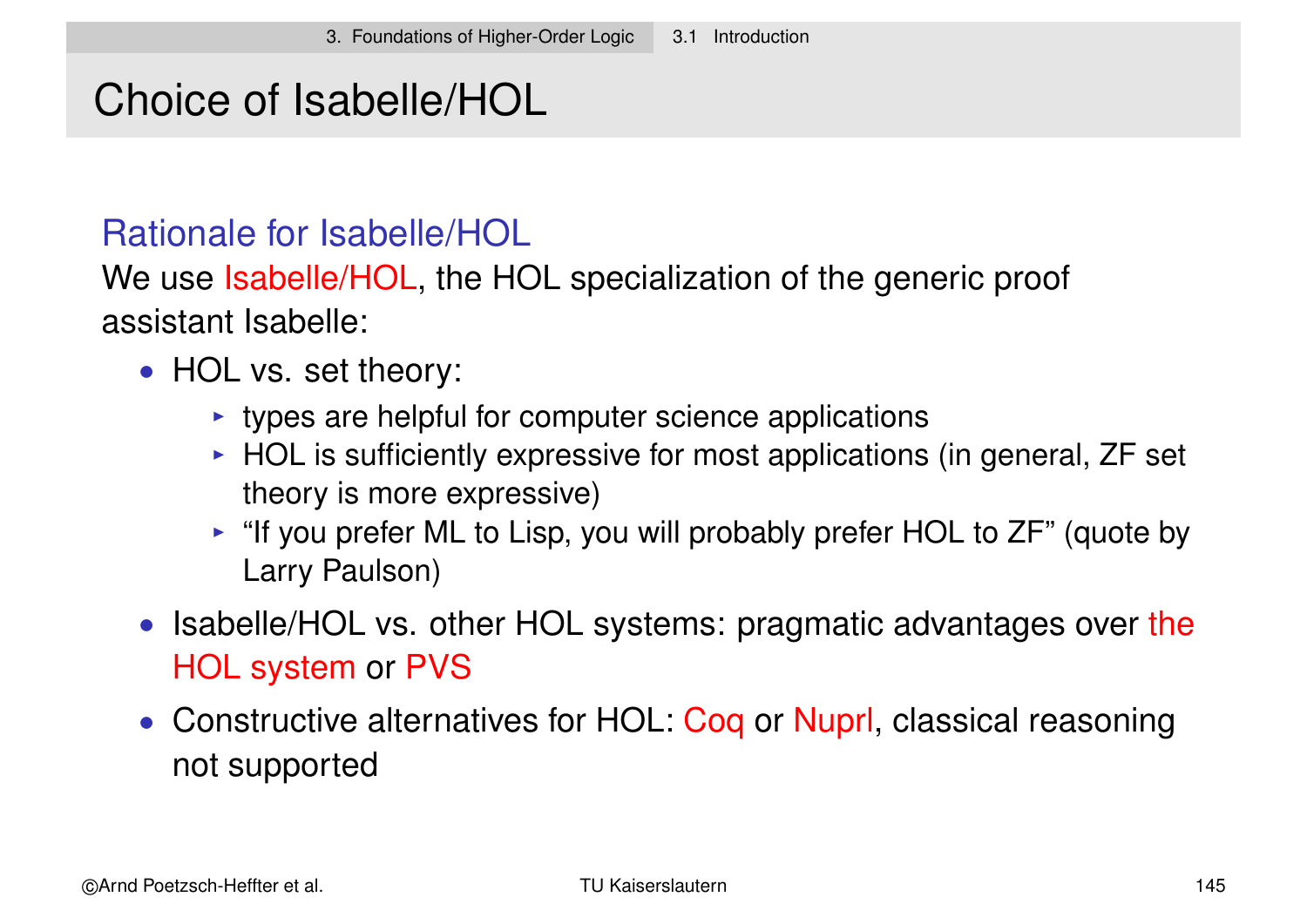# Choice of Isabelle/HOL

## Rationale for Isabelle/HOL

We use Isabelle/HOL, the HOL specialization of the generic proof assistant Isabelle:

- HOL vs. set theory:
  - types are helpful for computer science applications
  - HOL is sufficiently expressive for most applications (in general, ZF set theory is more expressive)
  - "If you prefer ML to Lisp, you will probably prefer HOL to ZF" (quote by Larry Paulson)
- Isabelle/HOL vs. other HOL systems: pragmatic advantages over the HOL system or PVS
- Constructive alternatives for HOL: Coq or Nuprl, classical reasoning not supported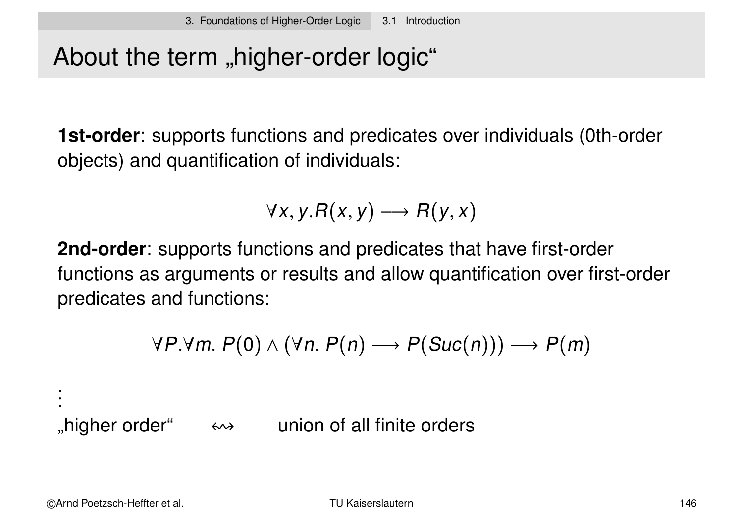# About the term „higher-order logic“

**1st-order**: supports functions and predicates over individuals (0th-order objects) and quantification of individuals:

$$\forall x, y. R(x, y) \longrightarrow R(y, x)$$

**2nd-order**: supports functions and predicates that have first-order functions as arguments or results and allow quantification over first-order predicates and functions:

$$\forall P. \forall m.\ P(0) \wedge (\forall n.\ P(n) \longrightarrow P(Suc(n))) \longrightarrow P(m)$$

$\vdots$

„higher order“ $\quad \leftrightsquigarrow \quad$ union of all finite orders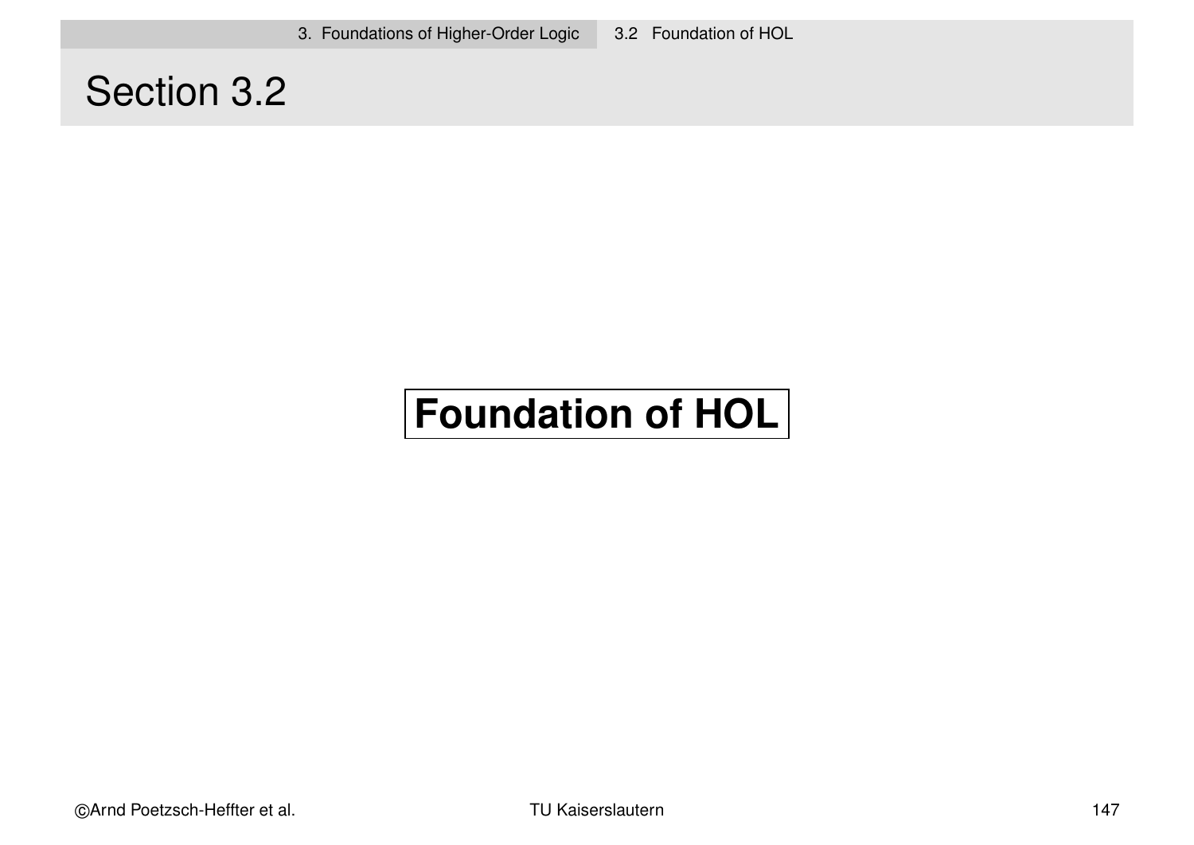# Section 3.2

## Foundation of HOL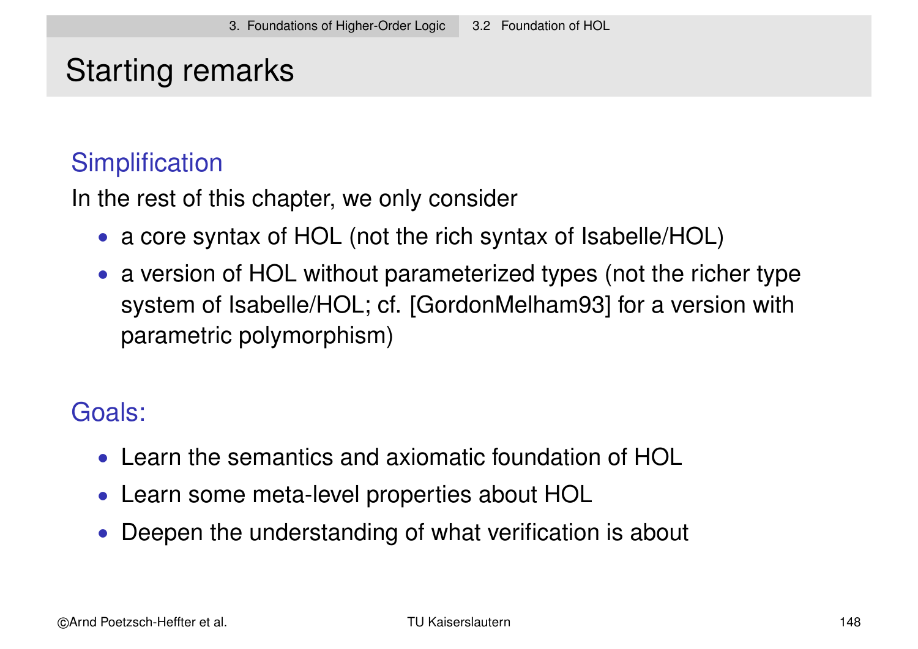# Starting remarks

## Simplification

In the rest of this chapter, we only consider

- a core syntax of HOL (not the rich syntax of Isabelle/HOL)
- a version of HOL without parameterized types (not the richer type system of Isabelle/HOL; cf. [GordonMelham93] for a version with parametric polymorphism)

## Goals:

- Learn the semantics and axiomatic foundation of HOL
- Learn some meta-level properties about HOL
- Deepen the understanding of what verification is about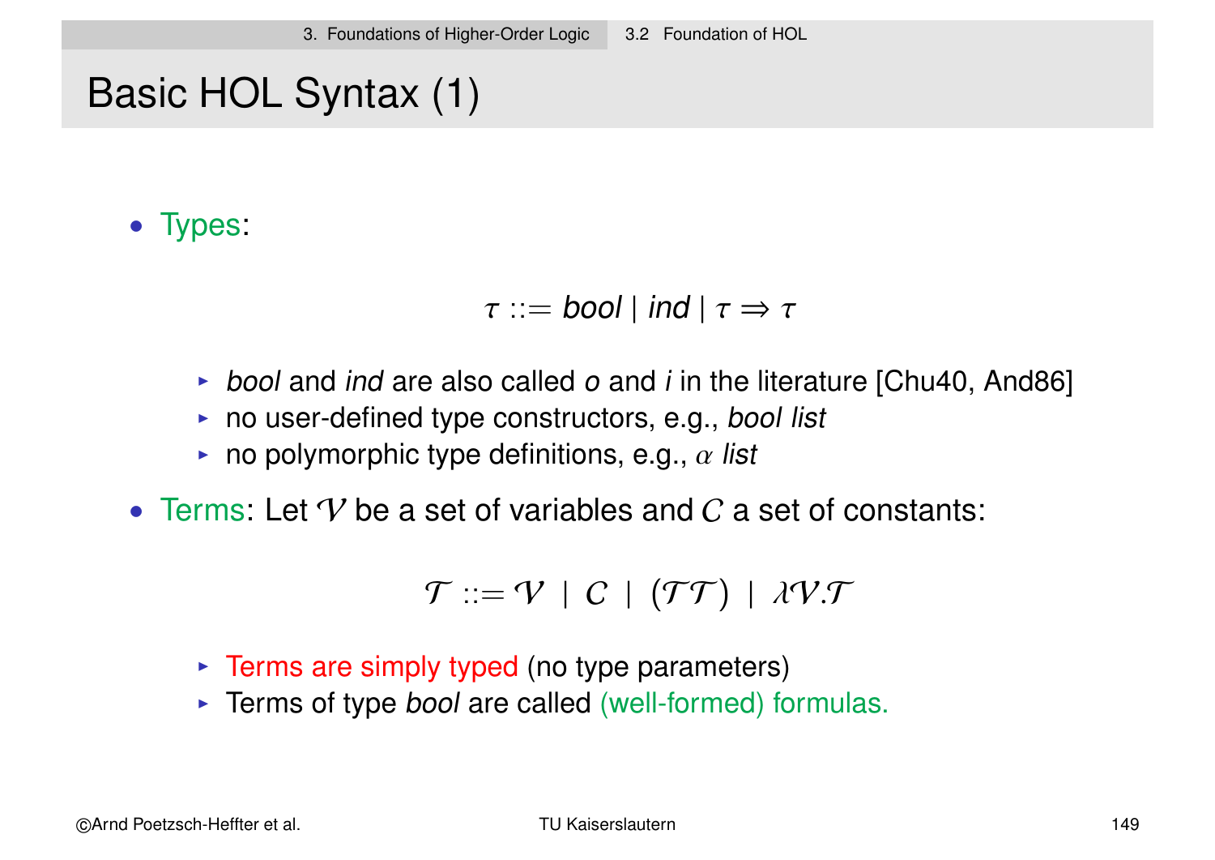# Basic HOL Syntax (1)

- Types:

$$\tau ::= \textit{bool} \mid \textit{ind} \mid \tau \Rightarrow \tau$$

  - *bool* and *ind* are also called *o* and *i* in the literature [Chu40, And86]
  - no user-defined type constructors, e.g., *bool list*
  - no polymorphic type definitions, e.g., $\alpha$ *list*

- Terms: Let $\mathcal{V}$ be a set of variables and $\mathcal{C}$ a set of constants:

$$\mathcal{T} ::= \mathcal{V} \mid \mathcal{C} \mid (\mathcal{T}\mathcal{T}) \mid \lambda\mathcal{V}.\mathcal{T}$$

  - Terms are simply typed (no type parameters)
  - Terms of type *bool* are called (well-formed) formulas.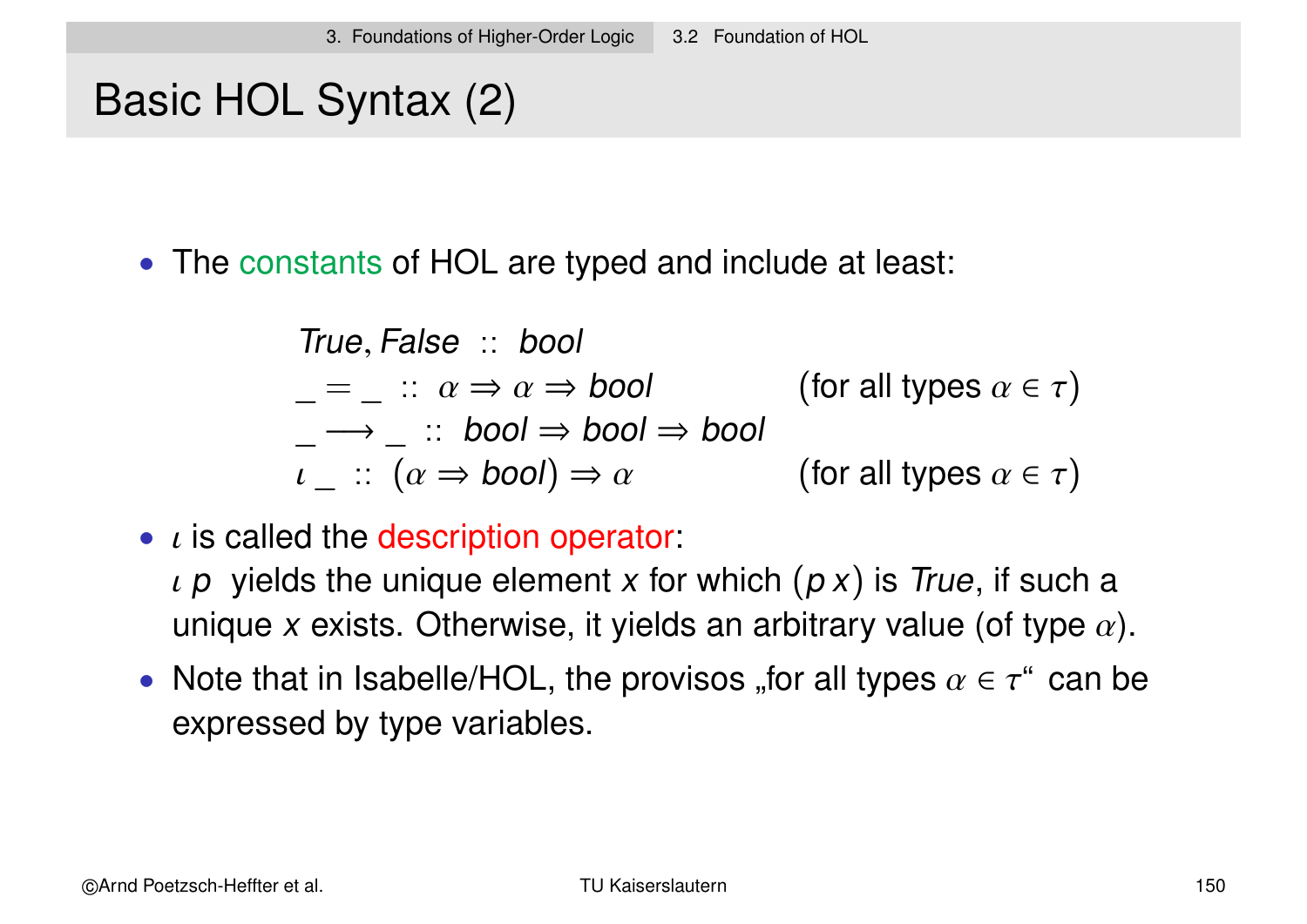# Basic HOL Syntax (2)

- The constants of HOL are typed and include at least:

$$
\begin{array}{ll}
\mathit{True}, \mathit{False} \; :: \; \mathit{bool} & \\
\_ = \_ \; :: \; \alpha \Rightarrow \alpha \Rightarrow \mathit{bool} & \text{(for all types } \alpha \in \tau\text{)} \\
\_ \longrightarrow \_ \; :: \; \mathit{bool} \Rightarrow \mathit{bool} \Rightarrow \mathit{bool} & \\
\iota \_ \; :: \; (\alpha \Rightarrow \mathit{bool}) \Rightarrow \alpha & \text{(for all types } \alpha \in \tau\text{)}
\end{array}
$$

- $\iota$ is called the description operator:
  $\iota\, p$ yields the unique element $x$ for which $(p\, x)$ is *True*, if such a unique $x$ exists. Otherwise, it yields an arbitrary value (of type $\alpha$).
- Note that in Isabelle/HOL, the provisos „for all types $\alpha \in \tau$" can be expressed by type variables.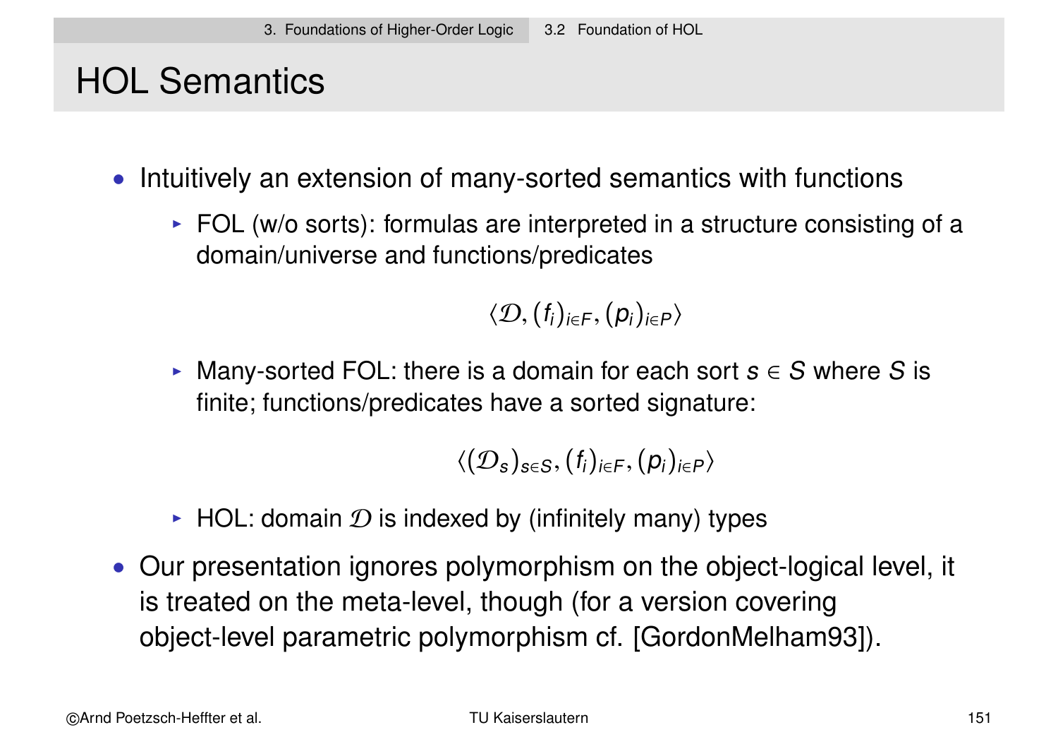# HOL Semantics

- Intuitively an extension of many-sorted semantics with functions
  - FOL (w/o sorts): formulas are interpreted in a structure consisting of a domain/universe and functions/predicates

    $$\langle \mathcal{D}, (f_i)_{i \in F}, (p_i)_{i \in P} \rangle$$

  - Many-sorted FOL: there is a domain for each sort $s \in S$ where $S$ is finite; functions/predicates have a sorted signature:

    $$\langle (\mathcal{D}_s)_{s \in S}, (f_i)_{i \in F}, (p_i)_{i \in P} \rangle$$

  - HOL: domain $\mathcal{D}$ is indexed by (infinitely many) types
- Our presentation ignores polymorphism on the object-logical level, it is treated on the meta-level, though (for a version covering object-level parametric polymorphism cf. [GordonMelham93]).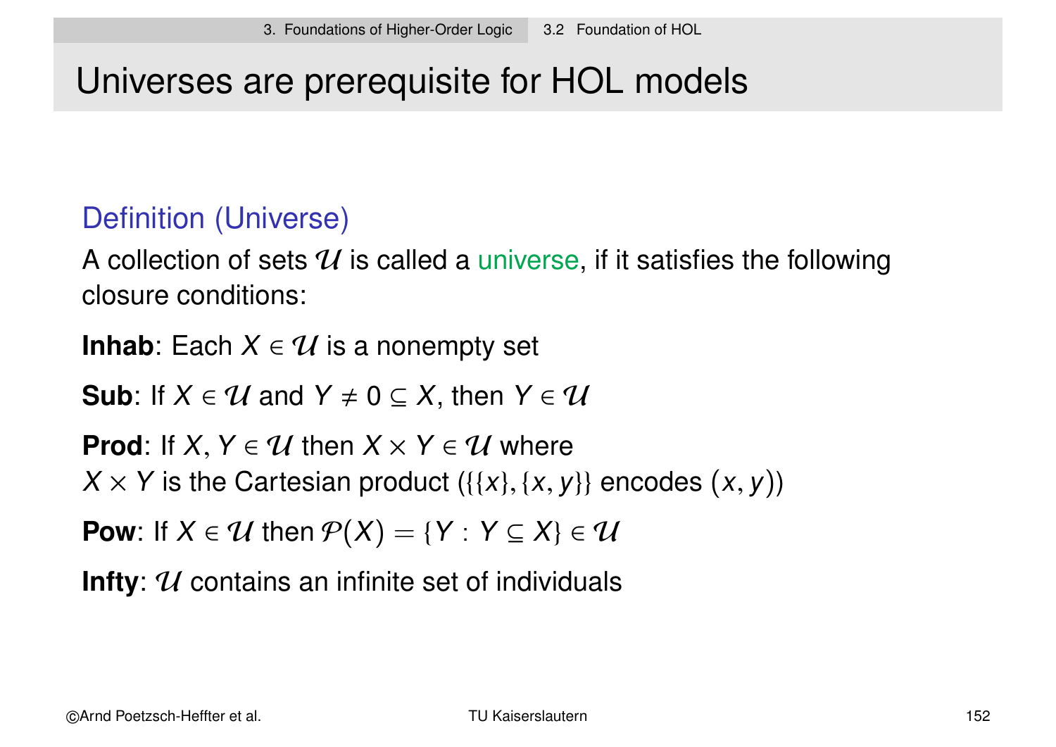# Universes are prerequisite for HOL models

## Definition (Universe)

A collection of sets $\mathcal{U}$ is called a universe, if it satisfies the following closure conditions:

**Inhab**: Each $X \in \mathcal{U}$ is a nonempty set

**Sub**: If $X \in \mathcal{U}$ and $Y \neq 0 \subseteq X$, then $Y \in \mathcal{U}$

**Prod**: If $X, Y \in \mathcal{U}$ then $X \times Y \in \mathcal{U}$ where
$X \times Y$ is the Cartesian product ($\{\{x\}, \{x, y\}\}$ encodes $(x, y)$)

**Pow**: If $X \in \mathcal{U}$ then $\mathcal{P}(X) = \{Y : Y \subseteq X\} \in \mathcal{U}$

**Infty**: $\mathcal{U}$ contains an infinite set of individuals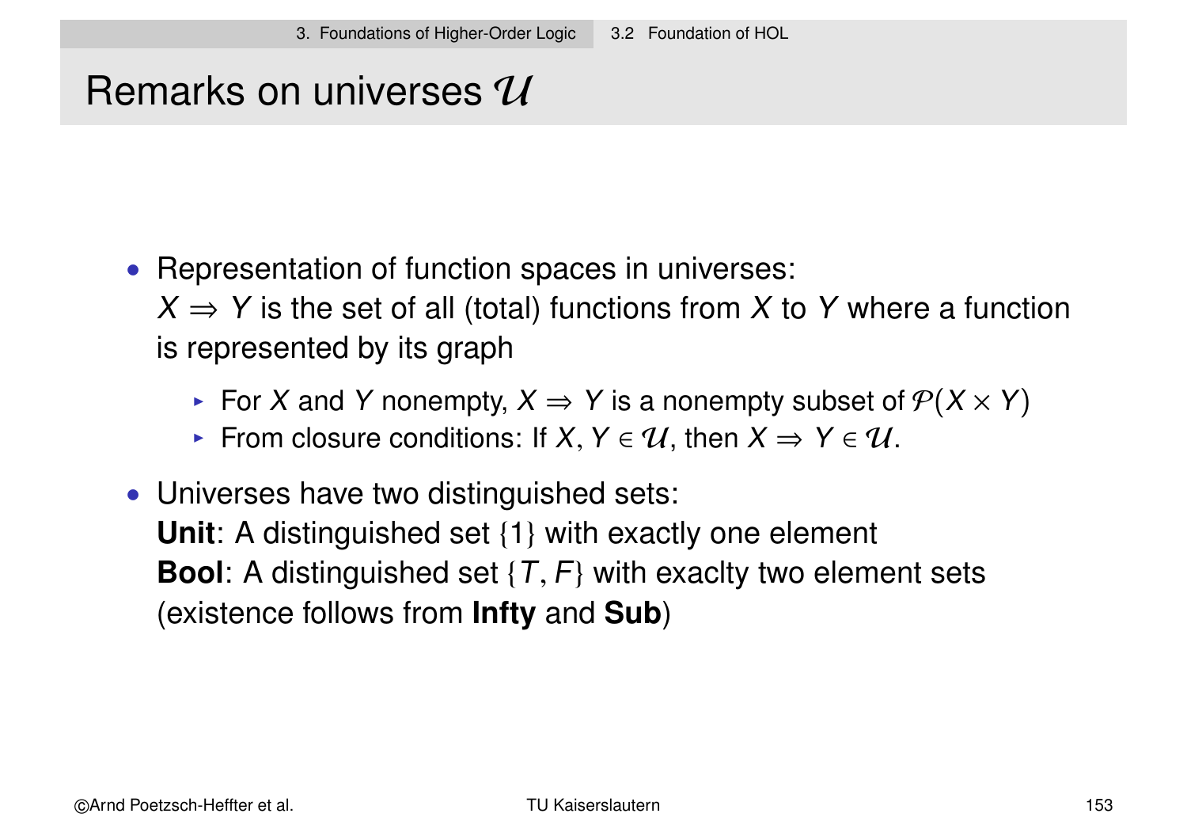# Remarks on universes $\mathcal{U}$

- Representation of function spaces in universes:
  $X \Rightarrow Y$ is the set of all (total) functions from $X$ to $Y$ where a function is represented by its graph
  - For $X$ and $Y$ nonempty, $X \Rightarrow Y$ is a nonempty subset of $\mathcal{P}(X \times Y)$
  - From closure conditions: If $X, Y \in \mathcal{U}$, then $X \Rightarrow Y \in \mathcal{U}$.
- Universes have two distinguished sets:
  **Unit**: A distinguished set $\{1\}$ with exactly one element
  **Bool**: A distinguished set $\{T, F\}$ with exaclty two element sets
  (existence follows from **Infty** and **Sub**)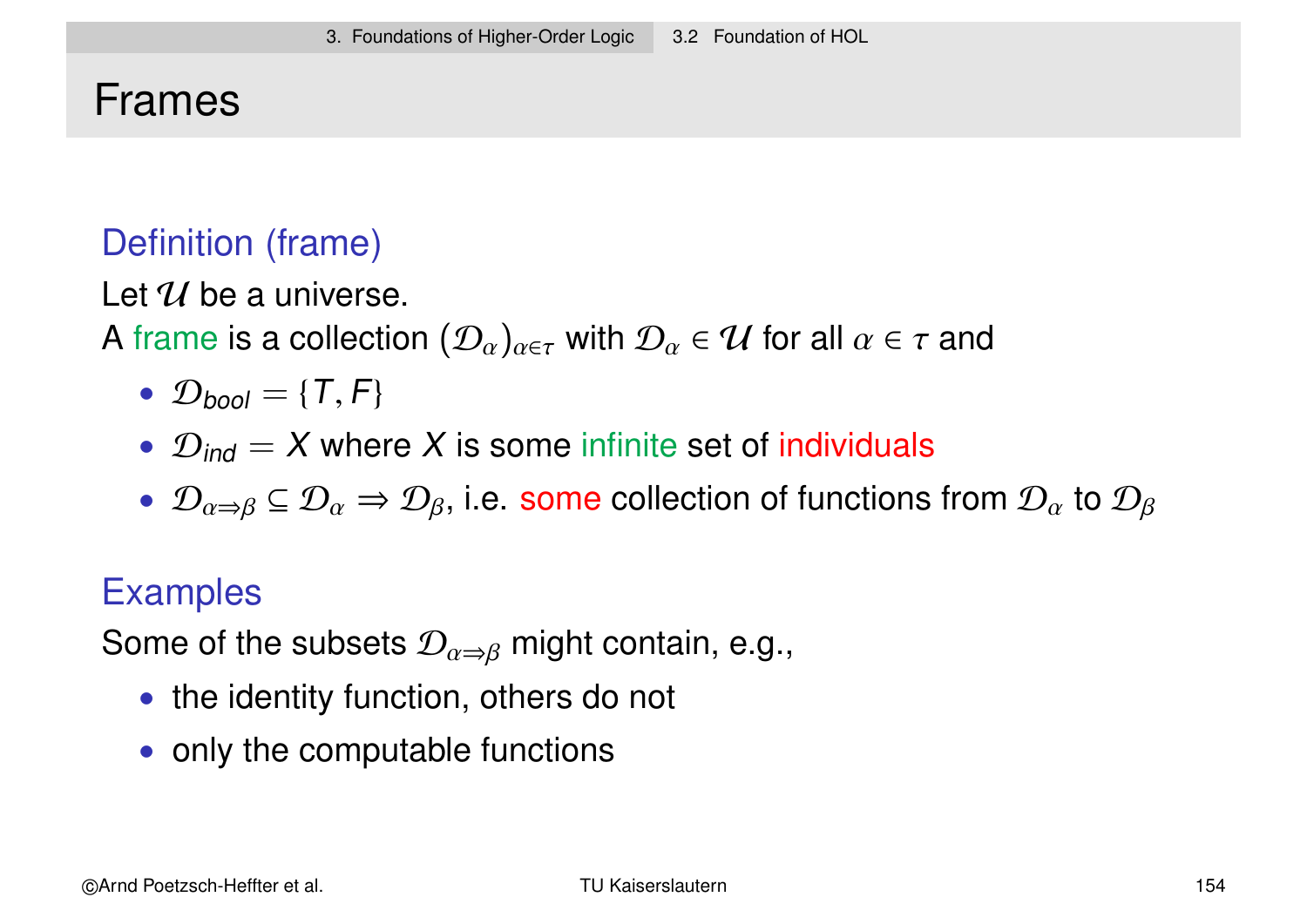# Frames

### Definition (frame)

Let $\mathcal{U}$ be a universe.
A frame is a collection $(\mathcal{D}_\alpha)_{\alpha \in \tau}$ with $\mathcal{D}_\alpha \in \mathcal{U}$ for all $\alpha \in \tau$ and

- $\mathcal{D}_{bool} = \{T, F\}$
- $\mathcal{D}_{ind} = X$ where $X$ is some infinite set of individuals
- $\mathcal{D}_{\alpha \Rightarrow \beta} \subseteq \mathcal{D}_\alpha \Rightarrow \mathcal{D}_\beta$, i.e. some collection of functions from $\mathcal{D}_\alpha$ to $\mathcal{D}_\beta$

### Examples

Some of the subsets $\mathcal{D}_{\alpha \Rightarrow \beta}$ might contain, e.g.,

- the identity function, others do not
- only the computable functions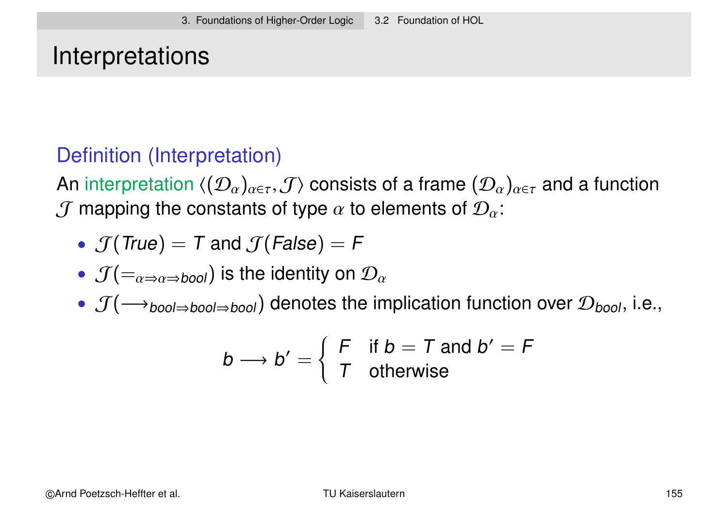# Interpretations

### Definition (Interpretation)

An interpretation $\langle(\mathcal{D}_\alpha)_{\alpha\in\tau}, \mathcal{J}\rangle$ consists of a frame $(\mathcal{D}_\alpha)_{\alpha\in\tau}$ and a function $\mathcal{J}$ mapping the constants of type $\alpha$ to elements of $\mathcal{D}_\alpha$:

- $\mathcal{J}(\mathit{True}) = T$ and $\mathcal{J}(\mathit{False}) = F$
- $\mathcal{J}(=_{\alpha\Rightarrow\alpha\Rightarrow bool})$ is the identity on $\mathcal{D}_\alpha$
- $\mathcal{J}(\longrightarrow_{bool\Rightarrow bool\Rightarrow bool})$ denotes the implication function over $\mathcal{D}_{bool}$, i.e.,

$$b \longrightarrow b' = \begin{cases} F & \text{if } b = T \text{ and } b' = F \\ T & \text{otherwise} \end{cases}$$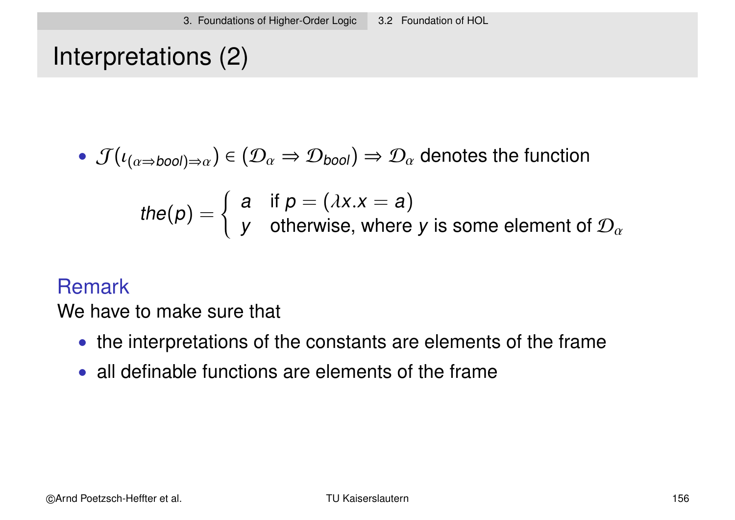# Interpretations (2)

- $\mathcal{J}(\iota_{(\alpha \Rightarrow bool) \Rightarrow \alpha}) \in (\mathcal{D}_\alpha \Rightarrow \mathcal{D}_{bool}) \Rightarrow \mathcal{D}_\alpha$ denotes the function

$$the(p) = \begin{cases} a & \text{if } p = (\lambda x.x = a) \\ y & \text{otherwise, where } y \text{ is some element of } \mathcal{D}_\alpha \end{cases}$$

### Remark

We have to make sure that

- the interpretations of the constants are elements of the frame
- all definable functions are elements of the frame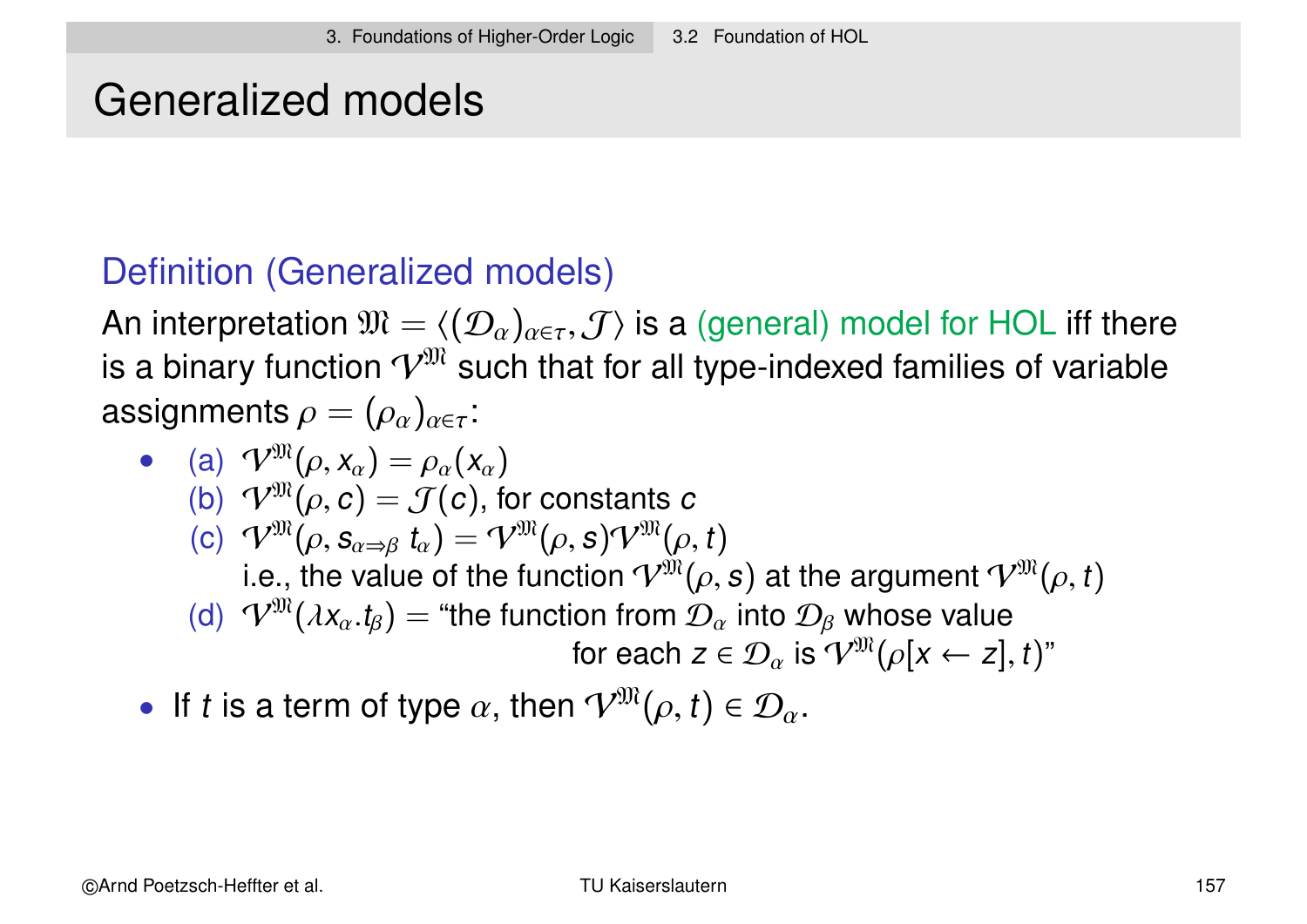# Generalized models

## Definition (Generalized models)

An interpretation $\mathfrak{M} = \langle (\mathcal{D}_\alpha)_{\alpha \in \tau}, \mathcal{J} \rangle$ is a (general) model for HOL iff there is a binary function $\mathcal{V}^{\mathfrak{M}}$ such that for all type-indexed families of variable assignments $\rho = (\rho_\alpha)_{\alpha \in \tau}$:

- (a) $\mathcal{V}^{\mathfrak{M}}(\rho, x_\alpha) = \rho_\alpha(x_\alpha)$
  (b) $\mathcal{V}^{\mathfrak{M}}(\rho, c) = \mathcal{J}(c)$, for constants $c$
  (c) $\mathcal{V}^{\mathfrak{M}}(\rho, s_{\alpha \Rightarrow \beta}\ t_\alpha) = \mathcal{V}^{\mathfrak{M}}(\rho, s)\mathcal{V}^{\mathfrak{M}}(\rho, t)$
  i.e., the value of the function $\mathcal{V}^{\mathfrak{M}}(\rho, s)$ at the argument $\mathcal{V}^{\mathfrak{M}}(\rho, t)$
  (d) $\mathcal{V}^{\mathfrak{M}}(\lambda x_\alpha . t_\beta) =$ "the function from $\mathcal{D}_\alpha$ into $\mathcal{D}_\beta$ whose value for each $z \in \mathcal{D}_\alpha$ is $\mathcal{V}^{\mathfrak{M}}(\rho[x \leftarrow z], t)$"
- If $t$ is a term of type $\alpha$, then $\mathcal{V}^{\mathfrak{M}}(\rho, t) \in \mathcal{D}_\alpha$.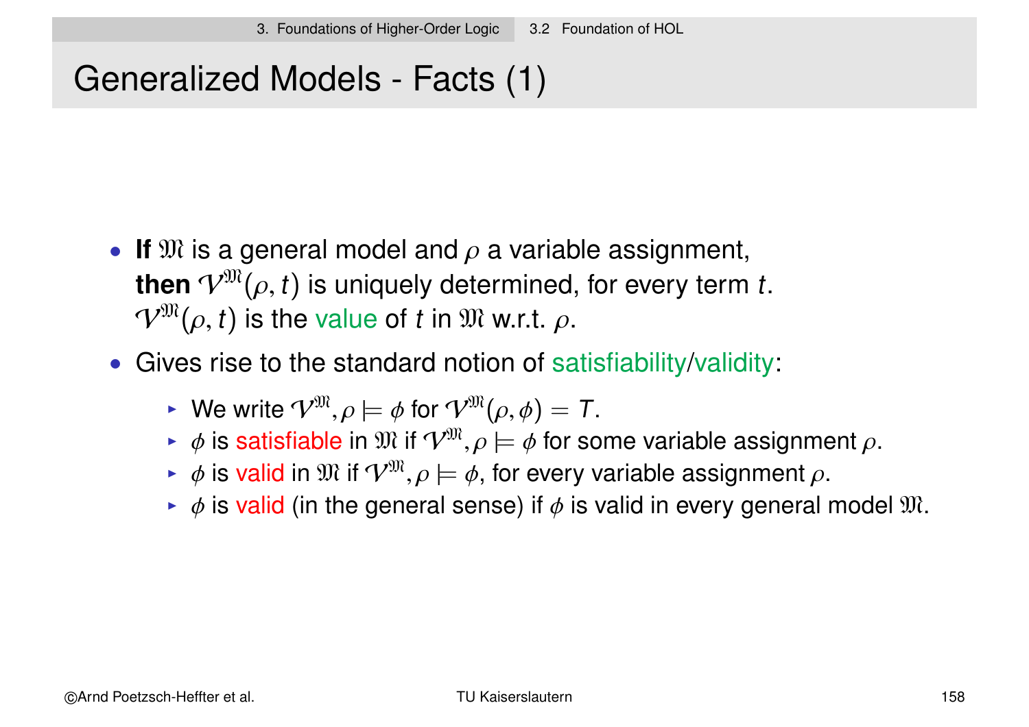# Generalized Models - Facts (1)

- **If** $\mathfrak{M}$ is a general model and $\rho$ a variable assignment, **then** $\mathcal{V}^{\mathfrak{M}}(\rho, t)$ is uniquely determined, for every term $t$. $\mathcal{V}^{\mathfrak{M}}(\rho, t)$ is the value of $t$ in $\mathfrak{M}$ w.r.t. $\rho$.
- Gives rise to the standard notion of satisfiability/validity:
  - We write $\mathcal{V}^{\mathfrak{M}}, \rho \models \phi$ for $\mathcal{V}^{\mathfrak{M}}(\rho, \phi) = T$.
  - $\phi$ is satisfiable in $\mathfrak{M}$ if $\mathcal{V}^{\mathfrak{M}}, \rho \models \phi$ for some variable assignment $\rho$.
  - $\phi$ is valid in $\mathfrak{M}$ if $\mathcal{V}^{\mathfrak{M}}, \rho \models \phi$, for every variable assignment $\rho$.
  - $\phi$ is valid (in the general sense) if $\phi$ is valid in every general model $\mathfrak{M}$.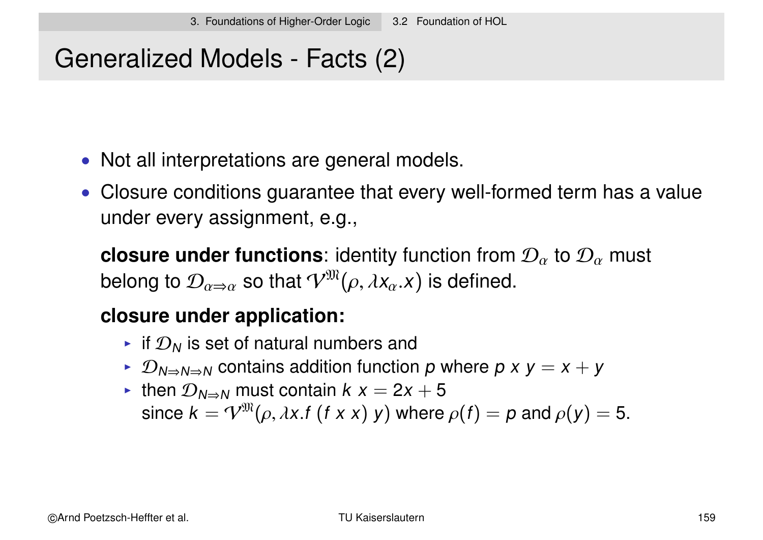# Generalized Models - Facts (2)

- Not all interpretations are general models.
- Closure conditions guarantee that every well-formed term has a value under every assignment, e.g.,

  **closure under functions**: identity function from $\mathcal{D}_\alpha$ to $\mathcal{D}_\alpha$ must belong to $\mathcal{D}_{\alpha \Rightarrow \alpha}$ so that $\mathcal{V}^{\mathfrak{M}}(\rho, \lambda x_\alpha . x)$ is defined.

  **closure under application:**
  - if $\mathcal{D}_N$ is set of natural numbers and
  - $\mathcal{D}_{N \Rightarrow N \Rightarrow N}$ contains addition function $p$ where $p\ x\ y = x + y$
  - then $\mathcal{D}_{N \Rightarrow N}$ must contain $k\ x = 2x + 5$
    since $k = \mathcal{V}^{\mathfrak{M}}(\rho, \lambda x . f\ (f\ x\ x)\ y)$ where $\rho(f) = p$ and $\rho(y) = 5$.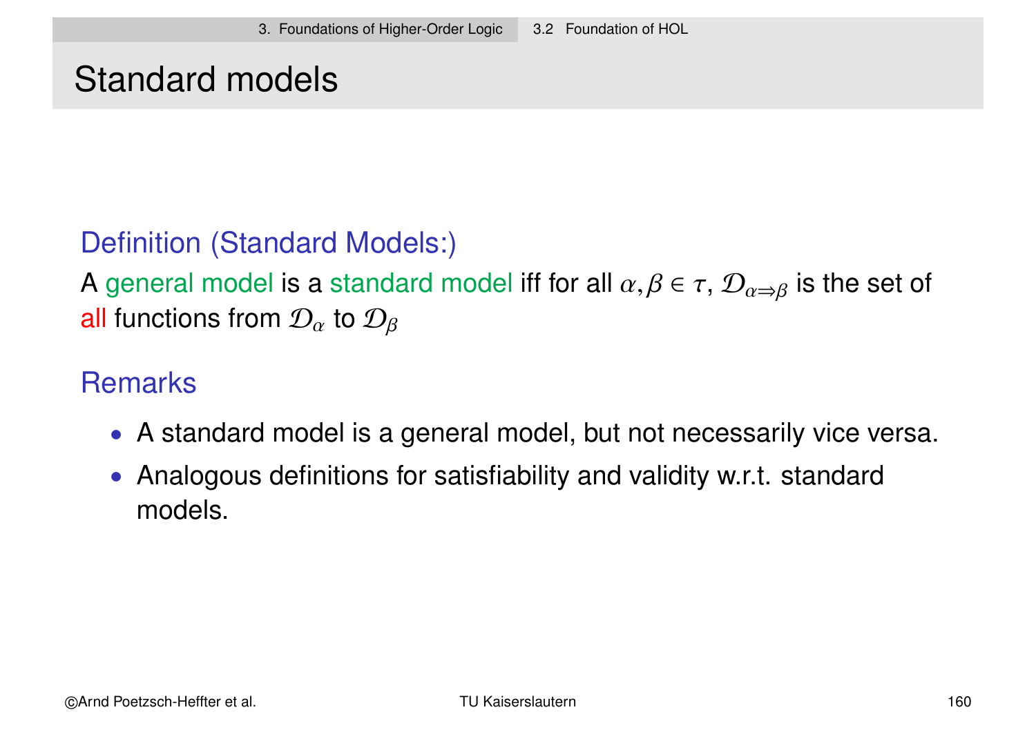# Standard models

### Definition (Standard Models:)

A general model is a standard model iff for all $\alpha, \beta \in \tau$, $\mathcal{D}_{\alpha \Rightarrow \beta}$ is the set of all functions from $\mathcal{D}_\alpha$ to $\mathcal{D}_\beta$

### Remarks

- A standard model is a general model, but not necessarily vice versa.
- Analogous definitions for satisfiability and validity w.r.t. standard models.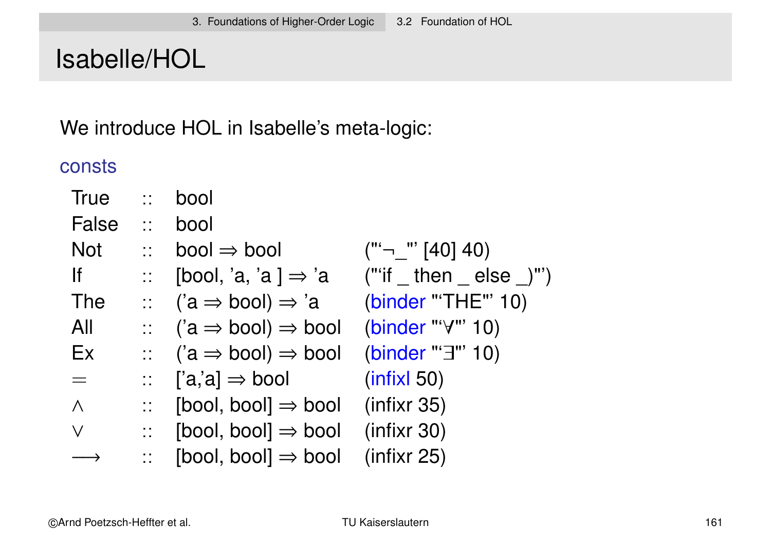# Isabelle/HOL

We introduce HOL in Isabelle's meta-logic:

```
consts
  True   ::  bool
  False  ::  bool
  Not    ::  bool ⇒ bool              ("'¬_'" [40] 40)
  If     ::  [bool, 'a, 'a ] ⇒ 'a     ("'if _ then _ else _)'")
  The    ::  ('a ⇒ bool) ⇒ 'a        (binder "'THE'" 10)
  All    ::  ('a ⇒ bool) ⇒ bool      (binder "'∀'" 10)
  Ex     ::  ('a ⇒ bool) ⇒ bool      (binder "'∃'" 10)
  =      ::  ['a,'a] ⇒ bool           (infixl 50)
  ∧      ::  [bool, bool] ⇒ bool      (infixr 35)
  ∨      ::  [bool, bool] ⇒ bool      (infixr 30)
  ⟶      ::  [bool, bool] ⇒ bool      (infixr 25)
```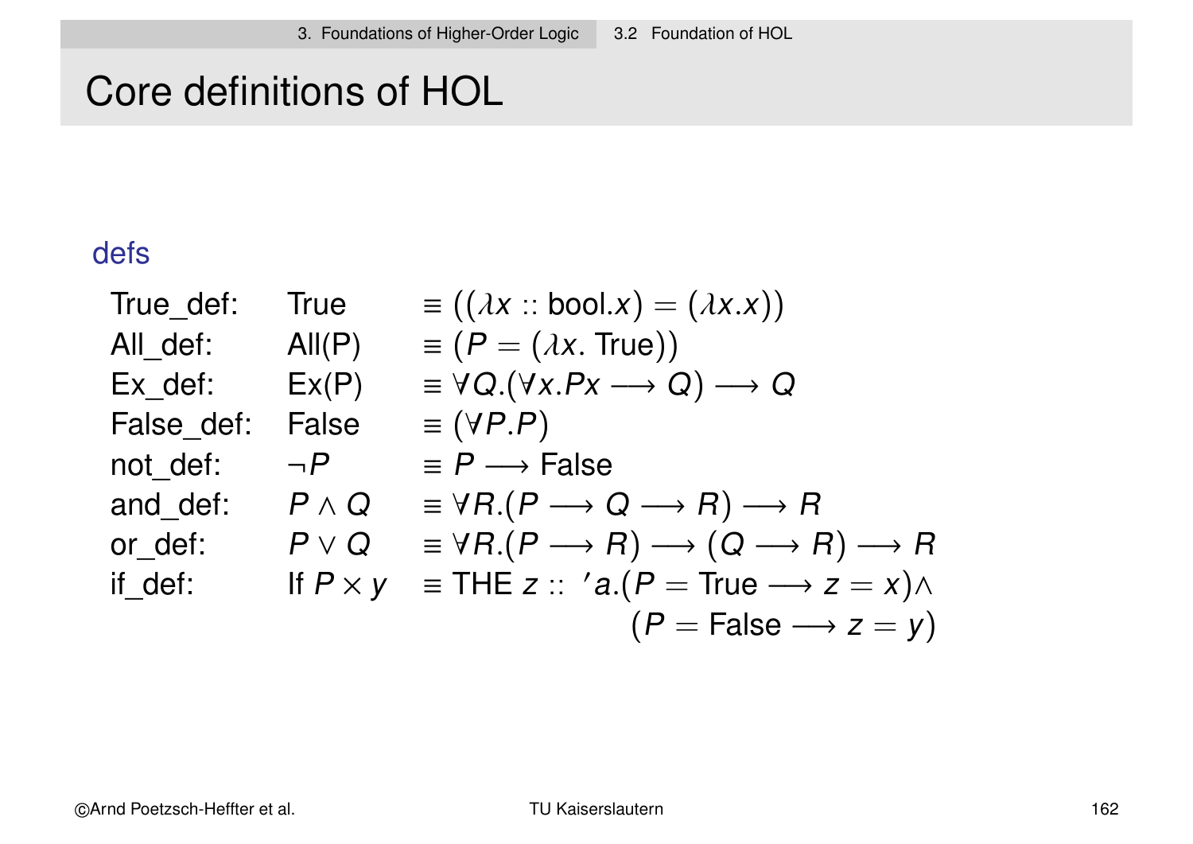# Core definitions of HOL

**defs**

| | | |
|---|---|---|
| True_def: | True | $\equiv ((\lambda x :: \text{bool}.x) = (\lambda x.x))$ |
| All_def: | All(P) | $\equiv (P = (\lambda x.\ \text{True}))$ |
| Ex_def: | Ex(P) | $\equiv \forall Q.(\forall x.Px \longrightarrow Q) \longrightarrow Q$ |
| False_def: | False | $\equiv (\forall P.P)$ |
| not_def: | $\neg P$ | $\equiv P \longrightarrow \text{False}$ |
| and_def: | $P \wedge Q$ | $\equiv \forall R.(P \longrightarrow Q \longrightarrow R) \longrightarrow R$ |
| or_def: | $P \vee Q$ | $\equiv \forall R.(P \longrightarrow R) \longrightarrow (Q \longrightarrow R) \longrightarrow R$ |
| if_def: | If $P\ x\ y$ | $\equiv \text{THE } z :: {}'a.(P = \text{True} \longrightarrow z = x) \wedge (P = \text{False} \longrightarrow z = y)$ |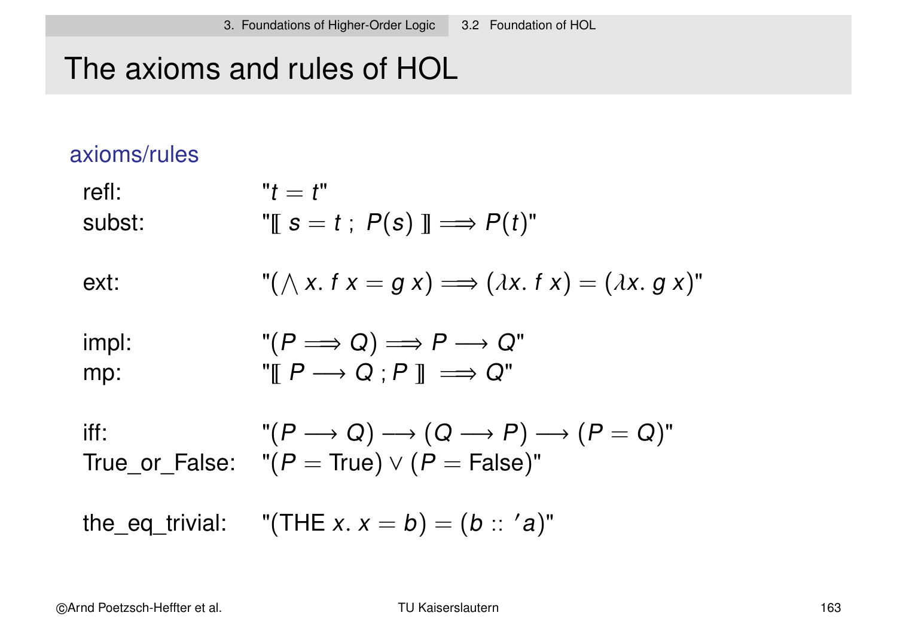# The axioms and rules of HOL

### axioms/rules

| | |
|---|---|
| refl: | "$t = t$" |
| subst: | "$\llbracket\ s = t\ ;\ P(s)\ \rrbracket \Longrightarrow P(t)$" |
| ext: | "$(\bigwedge x.\ f\ x = g\ x) \Longrightarrow (\lambda x.\ f\ x) = (\lambda x.\ g\ x)$" |
| impl: | "$(P \Longrightarrow Q) \Longrightarrow P \longrightarrow Q$" |
| mp: | "$\llbracket\ P \longrightarrow Q\ ;\ P\ \rrbracket \Longrightarrow Q$" |
| iff: | "$(P \longrightarrow Q) \longrightarrow (Q \longrightarrow P) \longrightarrow (P = Q)$" |
| True_or_False: | "$(P = \text{True}) \vee (P = \text{False})$" |
| the_eq_trivial: | "$(\text{THE}\ x.\ x = b) = (b :: {'a})$" |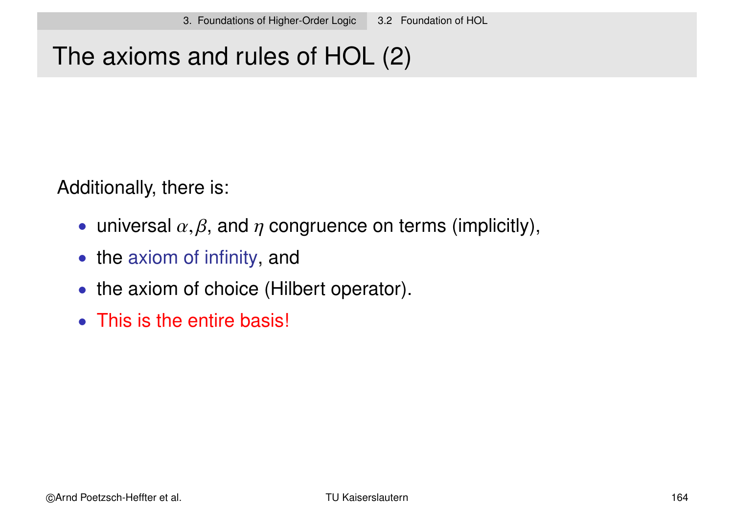# The axioms and rules of HOL (2)

Additionally, there is:

- universal $\alpha$, $\beta$, and $\eta$ congruence on terms (implicitly),
- the axiom of infinity, and
- the axiom of choice (Hilbert operator).
- This is the entire basis!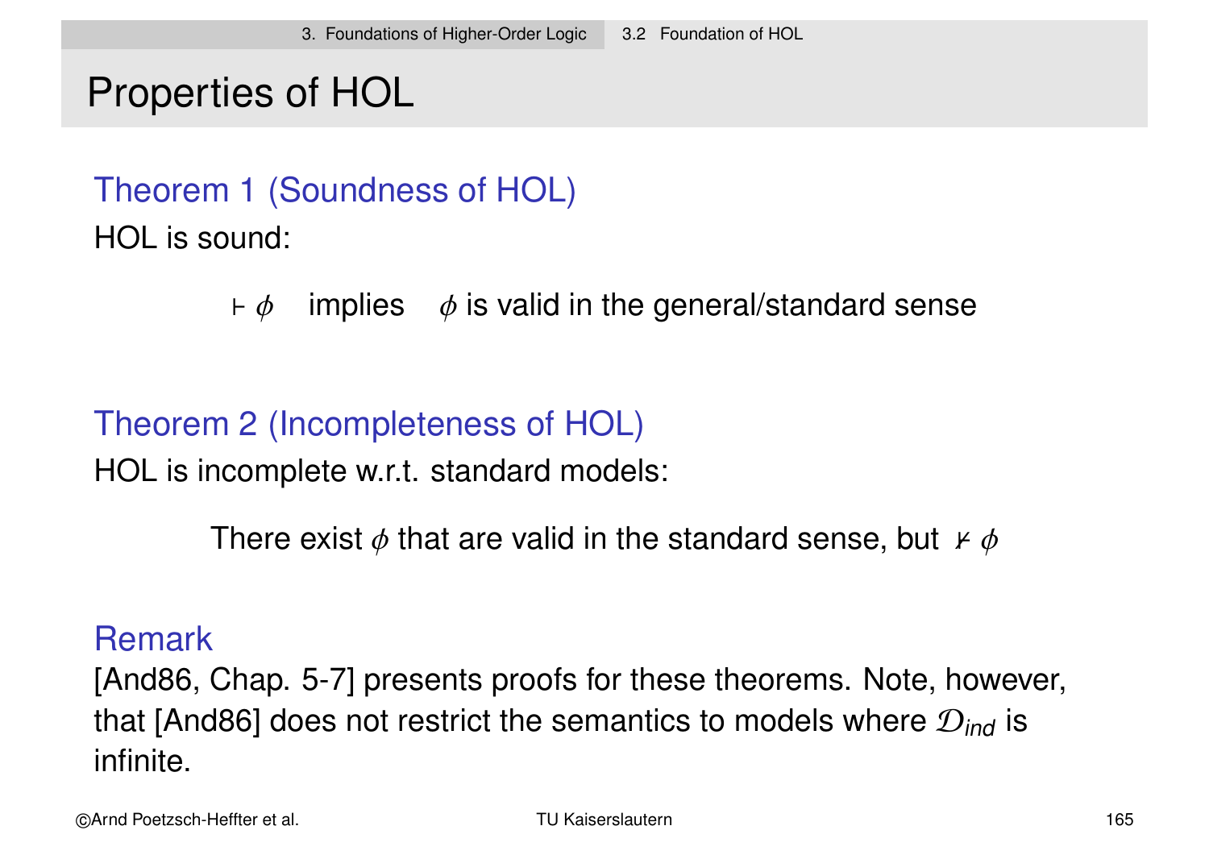# Properties of HOL

### Theorem 1 (Soundness of HOL)

HOL is sound:

$$\vdash \phi \quad \text{implies} \quad \phi \text{ is valid in the general/standard sense}$$

### Theorem 2 (Incompleteness of HOL)

HOL is incomplete w.r.t. standard models:

$$\text{There exist } \phi \text{ that are valid in the standard sense, but } \nvdash \phi$$

### Remark

[And86, Chap. 5-7] presents proofs for these theorems. Note, however, that [And86] does not restrict the semantics to models where $\mathcal{D}_{ind}$ is infinite.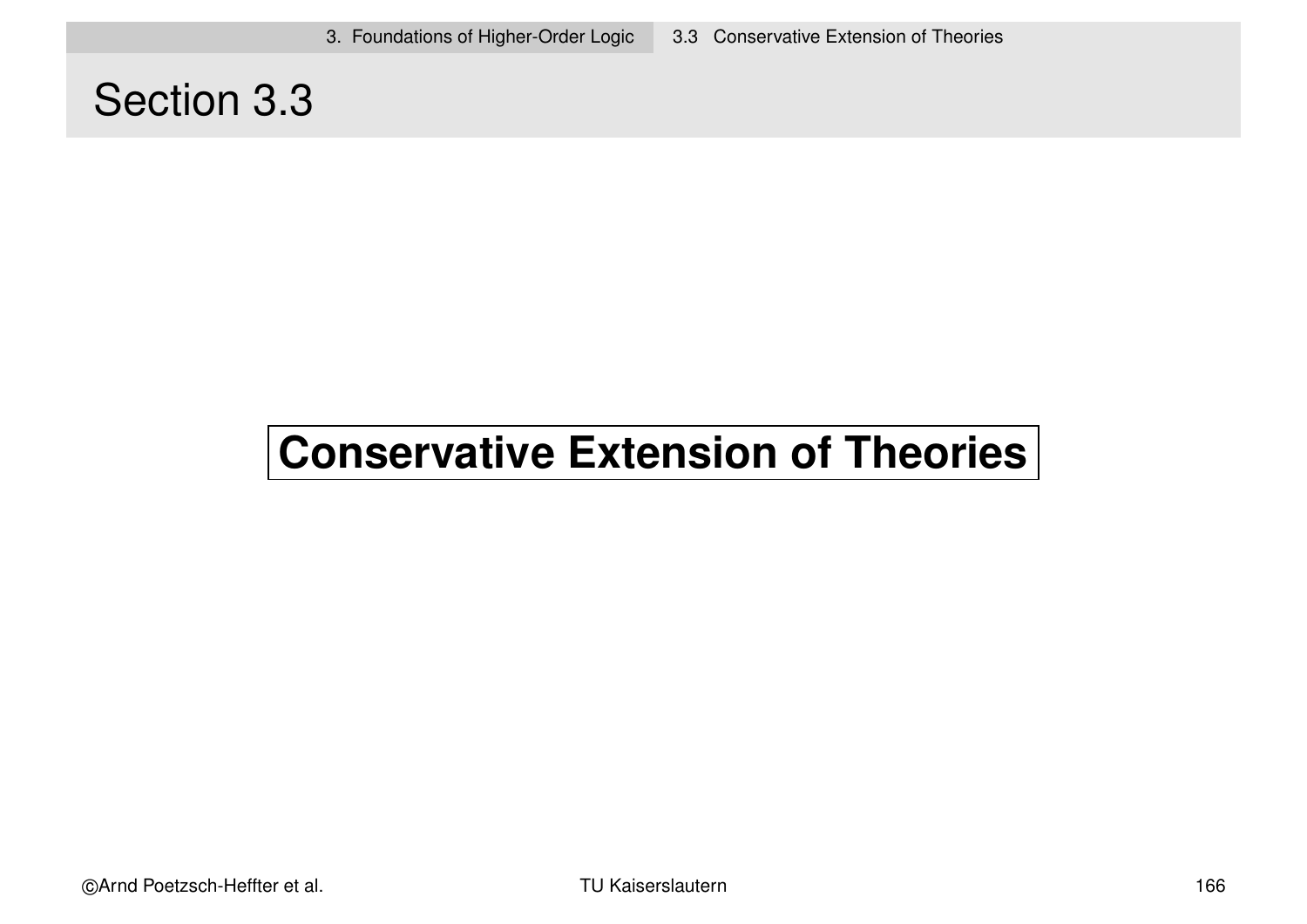# Section 3.3

## Conservative Extension of Theories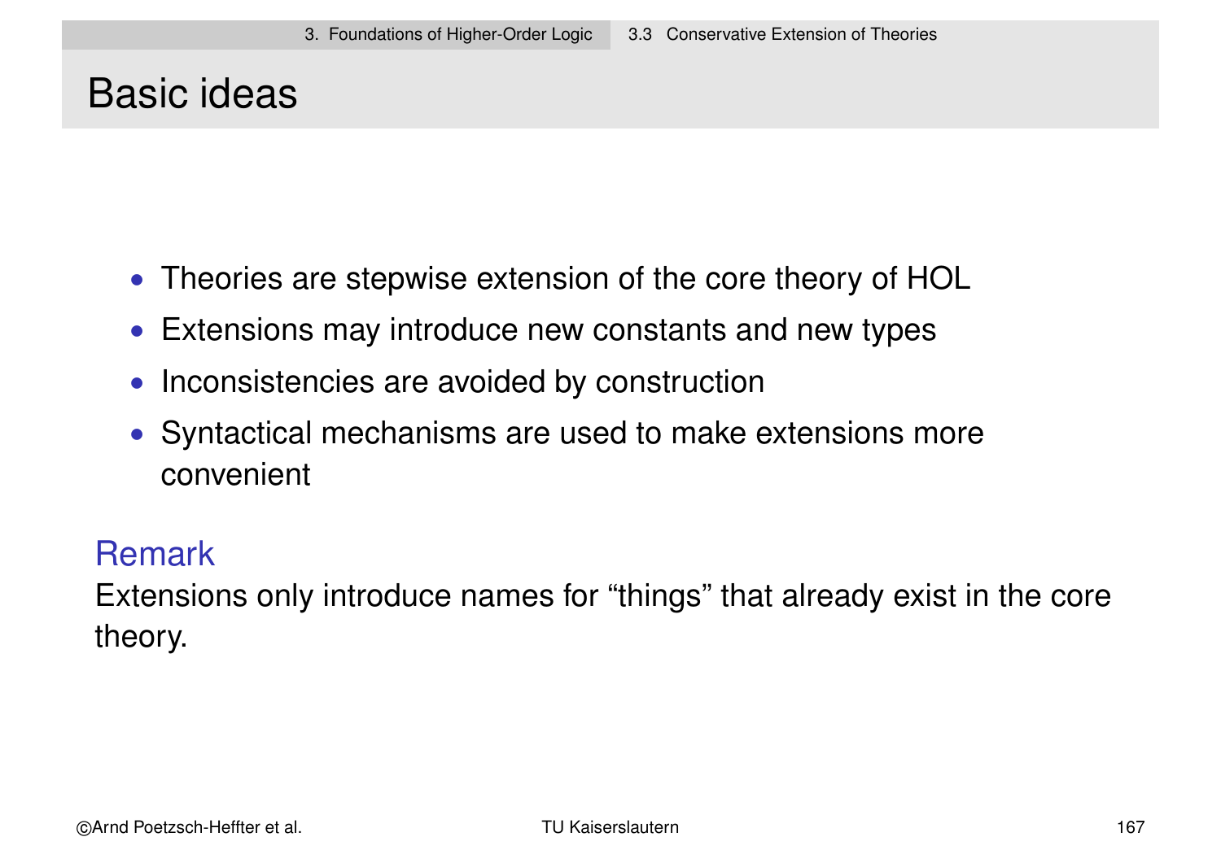# Basic ideas

- Theories are stepwise extension of the core theory of HOL
- Extensions may introduce new constants and new types
- Inconsistencies are avoided by construction
- Syntactical mechanisms are used to make extensions more convenient

### Remark

Extensions only introduce names for “things” that already exist in the core theory.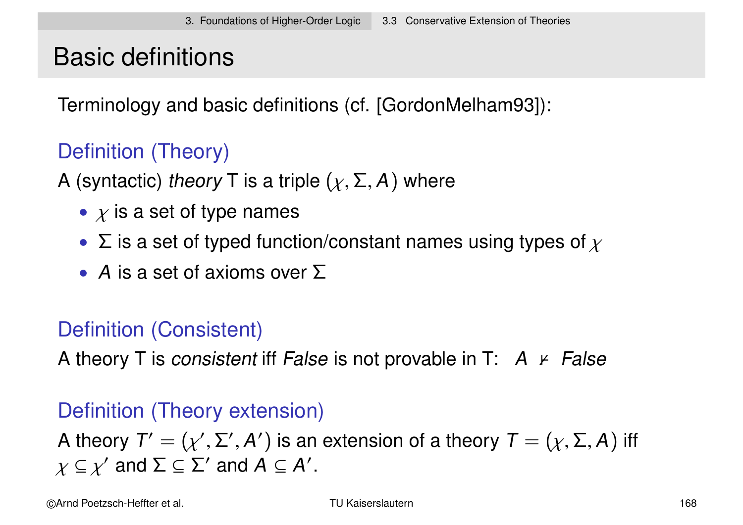# Basic definitions

Terminology and basic definitions (cf. [GordonMelham93]):

### Definition (Theory)

A (syntactic) *theory* T is a triple $(\chi, \Sigma, A)$ where

- $\chi$ is a set of type names
- $\Sigma$ is a set of typed function/constant names using types of $\chi$
- $A$ is a set of axioms over $\Sigma$

### Definition (Consistent)

A theory T is *consistent* iff *False* is not provable in T: $A \nvdash \mathit{False}$

### Definition (Theory extension)

A theory $T' = (\chi', \Sigma', A')$ is an extension of a theory $T = (\chi, \Sigma, A)$ iff $\chi \subseteq \chi'$ and $\Sigma \subseteq \Sigma'$ and $A \subseteq A'$.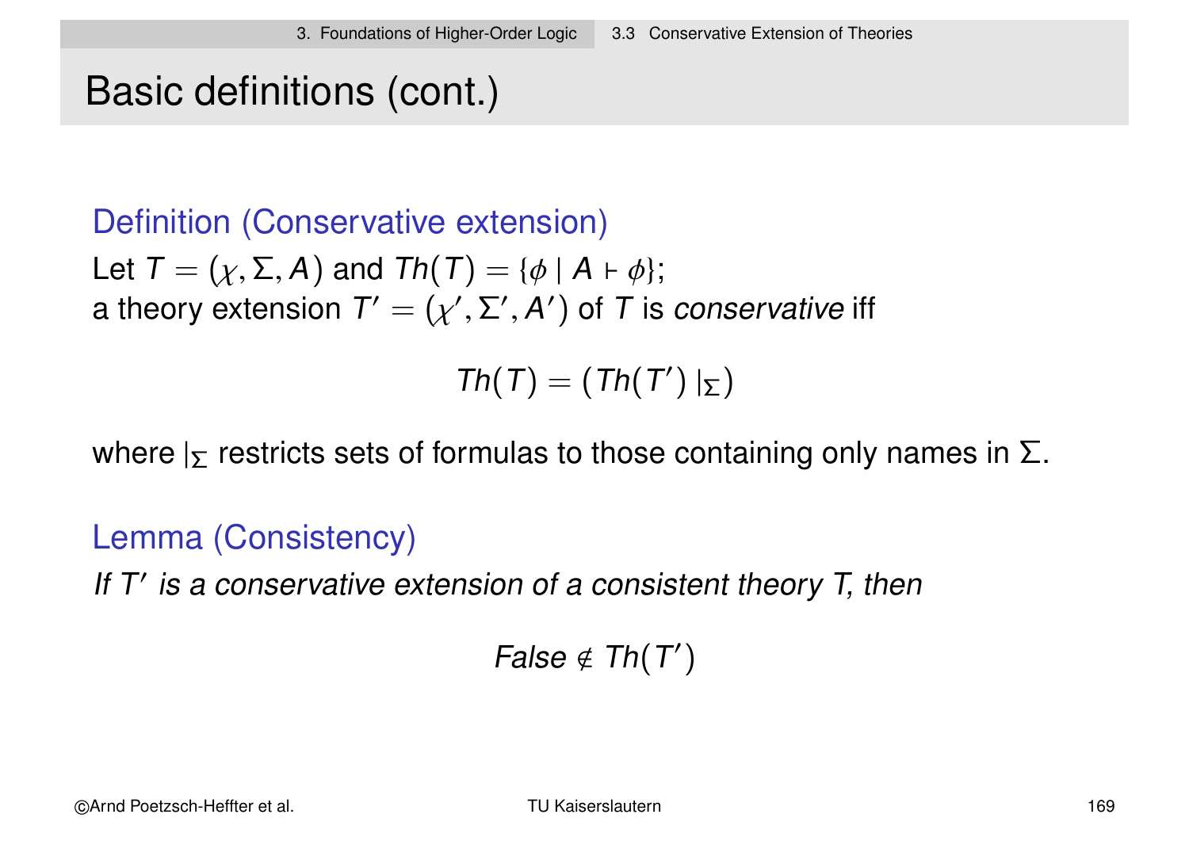# Basic definitions (cont.)

## Definition (Conservative extension)

Let $T = (\chi, \Sigma, A)$ and $Th(T) = \{\phi \mid A \vdash \phi\}$;
a theory extension $T' = (\chi', \Sigma', A')$ of $T$ is *conservative* iff

$$Th(T) = (Th(T') \mid_\Sigma)$$

where $\mid_\Sigma$ restricts sets of formulas to those containing only names in $\Sigma$.

## Lemma (Consistency)

*If $T'$ is a conservative extension of a consistent theory T, then*

$$False \notin Th(T')$$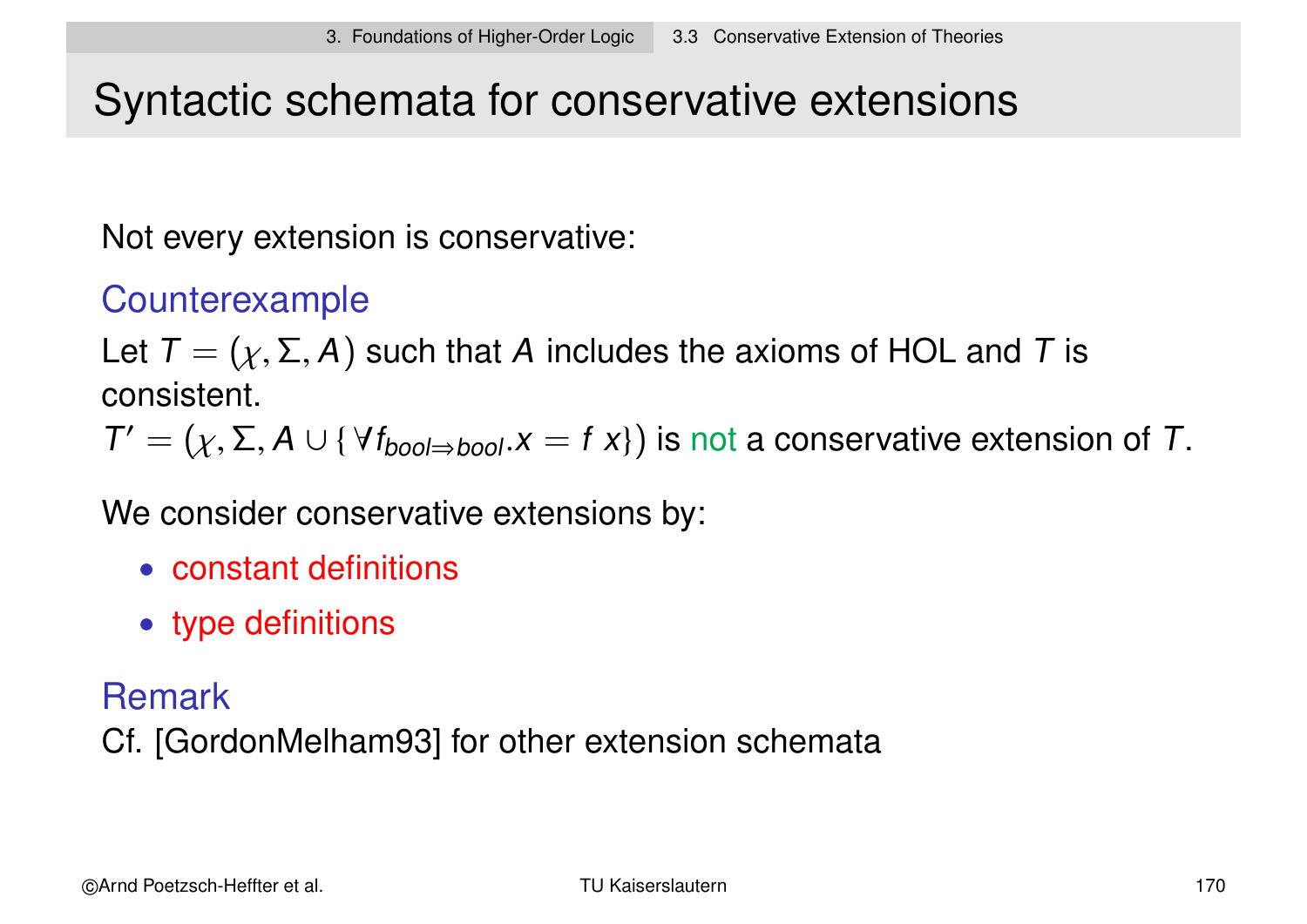# Syntactic schemata for conservative extensions

Not every extension is conservative:

## Counterexample

Let $T = (\chi, \Sigma, A)$ such that $A$ includes the axioms of HOL and $T$ is consistent.

$T' = (\chi, \Sigma, A \cup \{ \forall f_{bool \Rightarrow bool}.x = f\ x\})$ is not a conservative extension of $T$.

We consider conservative extensions by:

- constant definitions
- type definitions

## Remark

Cf. [GordonMelham93] for other extension schemata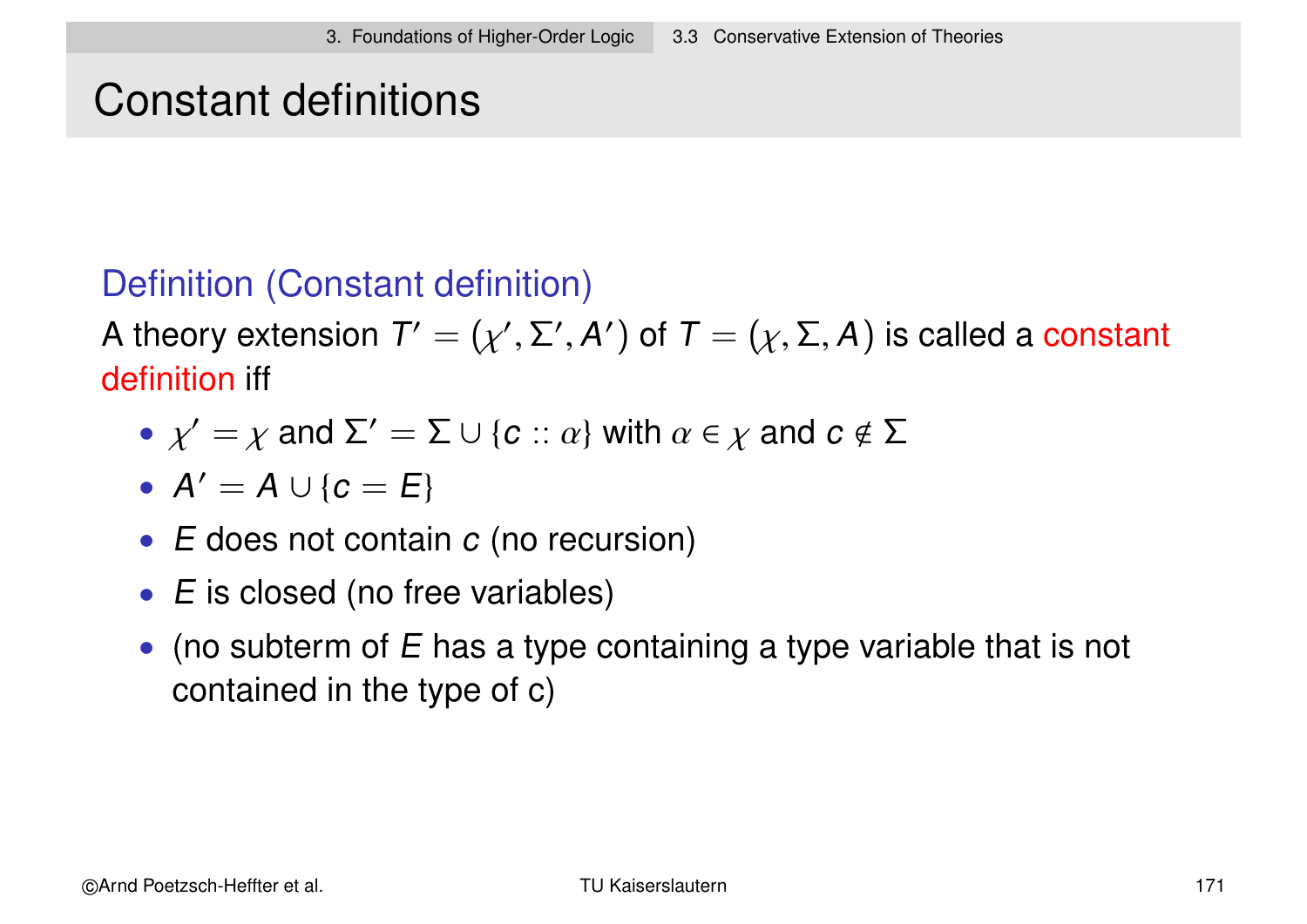# Constant definitions

### Definition (Constant definition)

A theory extension $T' = (\chi', \Sigma', A')$ of $T = (\chi, \Sigma, A)$ is called a constant definition iff

- $\chi' = \chi$ and $\Sigma' = \Sigma \cup \{c :: \alpha\}$ with $\alpha \in \chi$ and $c \notin \Sigma$
- $A' = A \cup \{c = E\}$
- $E$ does not contain $c$ (no recursion)
- $E$ is closed (no free variables)
- (no subterm of $E$ has a type containing a type variable that is not contained in the type of c)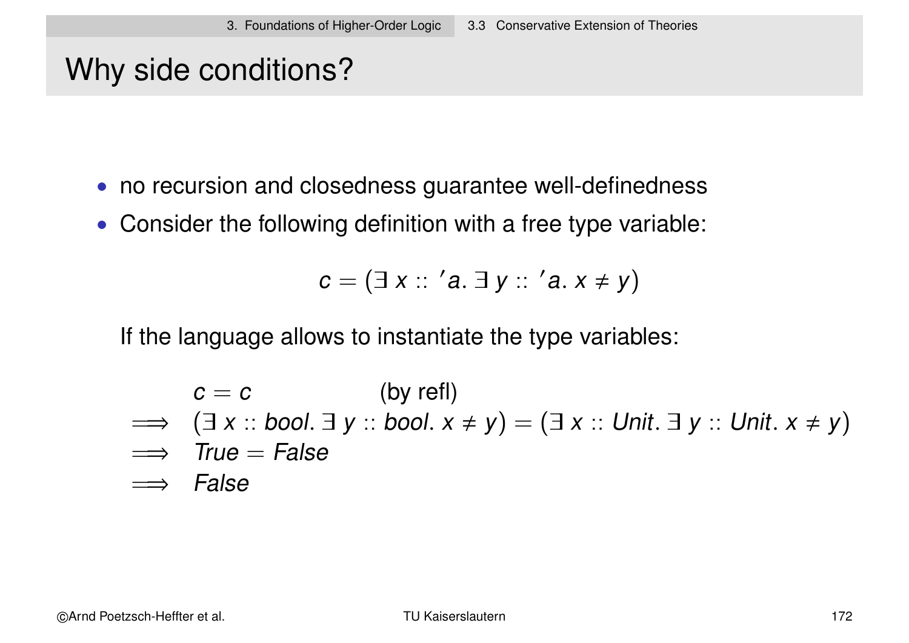# Why side conditions?

- no recursion and closedness guarantee well-definedness
- Consider the following definition with a free type variable:

$$c = (\exists\, x :: {}'a.\ \exists\, y :: {}'a.\ x \neq y)$$

If the language allows to instantiate the type variables:

$$
\begin{array}{ll}
 & c = c \qquad\qquad \text{(by refl)} \\
\Longrightarrow & (\exists\, x :: \mathit{bool}.\ \exists\, y :: \mathit{bool}.\ x \neq y) = (\exists\, x :: \mathit{Unit}.\ \exists\, y :: \mathit{Unit}.\ x \neq y) \\
\Longrightarrow & \mathit{True} = \mathit{False} \\
\Longrightarrow & \mathit{False}
\end{array}
$$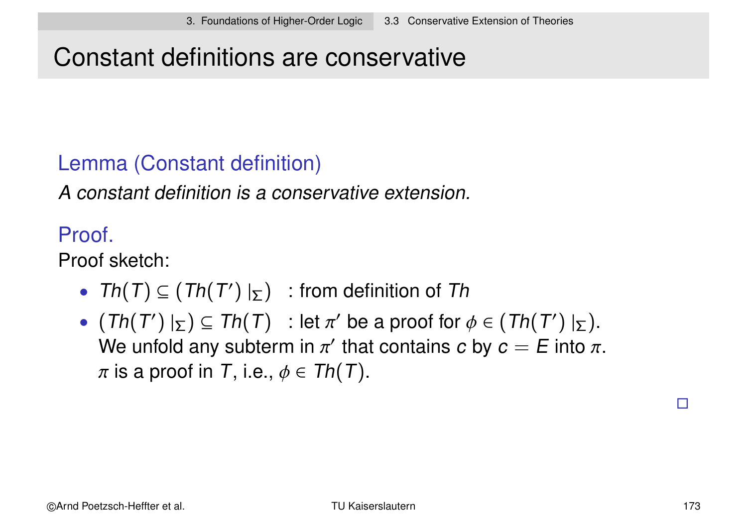# Constant definitions are conservative

### Lemma (Constant definition)

*A constant definition is a conservative extension.*

### Proof.

Proof sketch:

- $Th(T) \subseteq (Th(T') \mid_{\Sigma})$ : from definition of $Th$
- $(Th(T') \mid_{\Sigma}) \subseteq Th(T)$ : let $\pi'$ be a proof for $\phi \in (Th(T') \mid_{\Sigma})$.
  We unfold any subterm in $\pi'$ that contains $c$ by $c = E$ into $\pi$.
  $\pi$ is a proof in $T$, i.e., $\phi \in Th(T)$.

□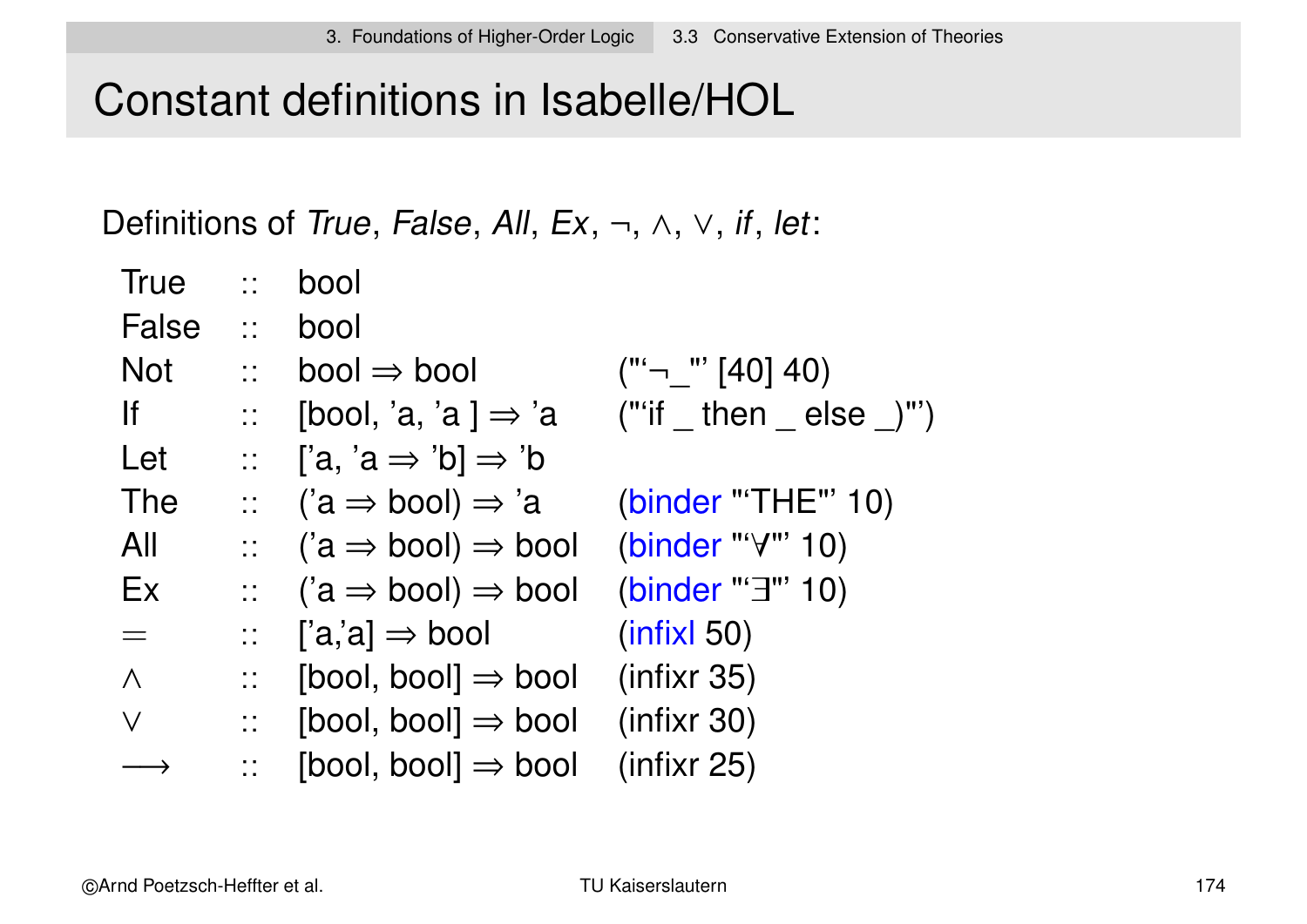# Constant definitions in Isabelle/HOL

Definitions of *True*, *False*, *All*, *Ex*, ¬, ∧, ∨, *if*, *let*:

| | | | |
|---|---|---|---|
| True | :: | bool | |
| False | :: | bool | |
| Not | :: | bool ⇒ bool | ("'¬_"' [40] 40) |
| If | :: | [bool, 'a, 'a ] ⇒ 'a | ("'if _ then _ else _)"') |
| Let | :: | ['a, 'a ⇒ 'b] ⇒ 'b | |
| The | :: | ('a ⇒ bool) ⇒ 'a | (binder "'THE"' 10) |
| All | :: | ('a ⇒ bool) ⇒ bool | (binder "'∀"' 10) |
| Ex | :: | ('a ⇒ bool) ⇒ bool | (binder "'∃"' 10) |
| = | :: | ['a,'a] ⇒ bool | (infixl 50) |
| ∧ | :: | [bool, bool] ⇒ bool | (infixr 35) |
| ∨ | :: | [bool, bool] ⇒ bool | (infixr 30) |
| ⟶ | :: | [bool, bool] ⇒ bool | (infixr 25) |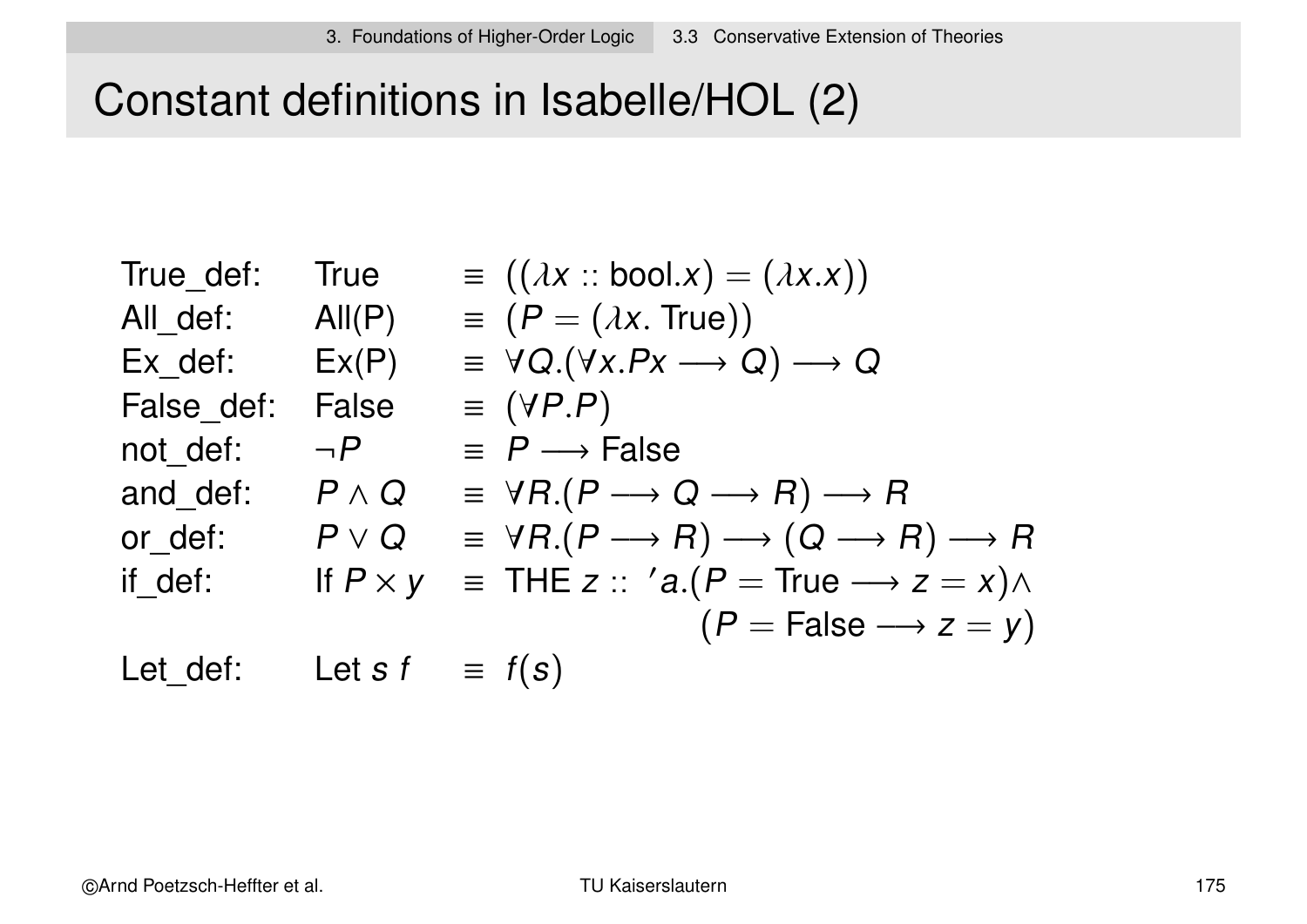# Constant definitions in Isabelle/HOL (2)

| | | | |
|---|---|---|---|
| True_def: | True | $\equiv$ | $((\lambda x :: \text{bool}.x) = (\lambda x.x))$ |
| All_def: | All(P) | $\equiv$ | $(P = (\lambda x.\ \text{True}))$ |
| Ex_def: | Ex(P) | $\equiv$ | $\forall Q.(\forall x.Px \longrightarrow Q) \longrightarrow Q$ |
| False_def: | False | $\equiv$ | $(\forall P.P)$ |
| not_def: | $\neg P$ | $\equiv$ | $P \longrightarrow \text{False}$ |
| and_def: | $P \wedge Q$ | $\equiv$ | $\forall R.(P \longrightarrow Q \longrightarrow R) \longrightarrow R$ |
| or_def: | $P \vee Q$ | $\equiv$ | $\forall R.(P \longrightarrow R) \longrightarrow (Q \longrightarrow R) \longrightarrow R$ |
| if_def: | If $P\ x\ y$ | $\equiv$ | $\text{THE}\ z :: {'a}.(P = \text{True} \longrightarrow z = x) \wedge (P = \text{False} \longrightarrow z = y)$ |
| Let_def: | Let $s\ f$ | $\equiv$ | $f(s)$ |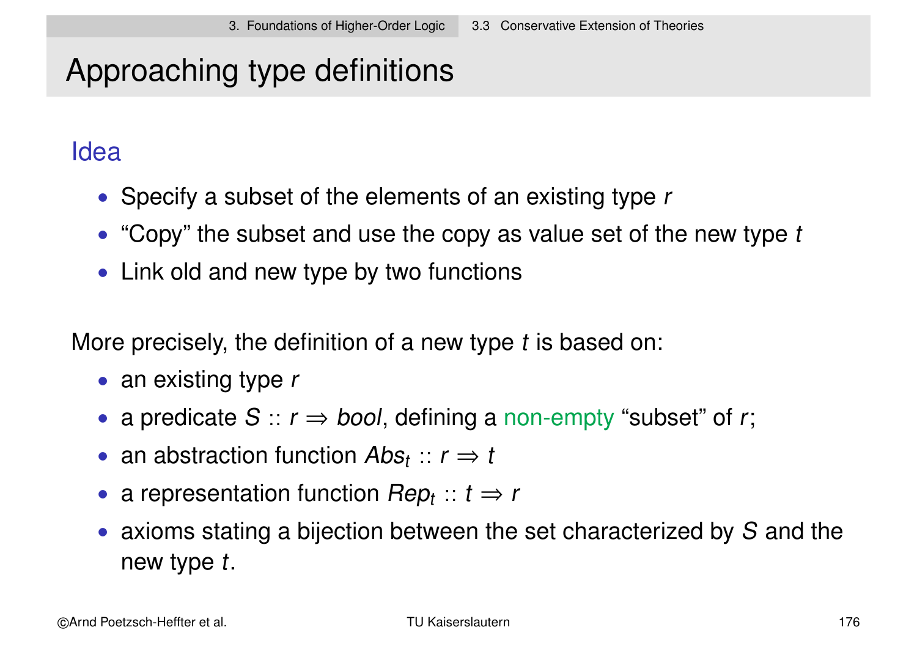# Approaching type definitions

## Idea

- Specify a subset of the elements of an existing type $r$
- "Copy" the subset and use the copy as value set of the new type $t$
- Link old and new type by two functions

More precisely, the definition of a new type $t$ is based on:

- an existing type $r$
- a predicate $S :: r \Rightarrow bool$, defining a non-empty "subset" of $r$;
- an abstraction function $Abs_t :: r \Rightarrow t$
- a representation function $Rep_t :: t \Rightarrow r$
- axioms stating a bijection between the set characterized by $S$ and the new type $t$.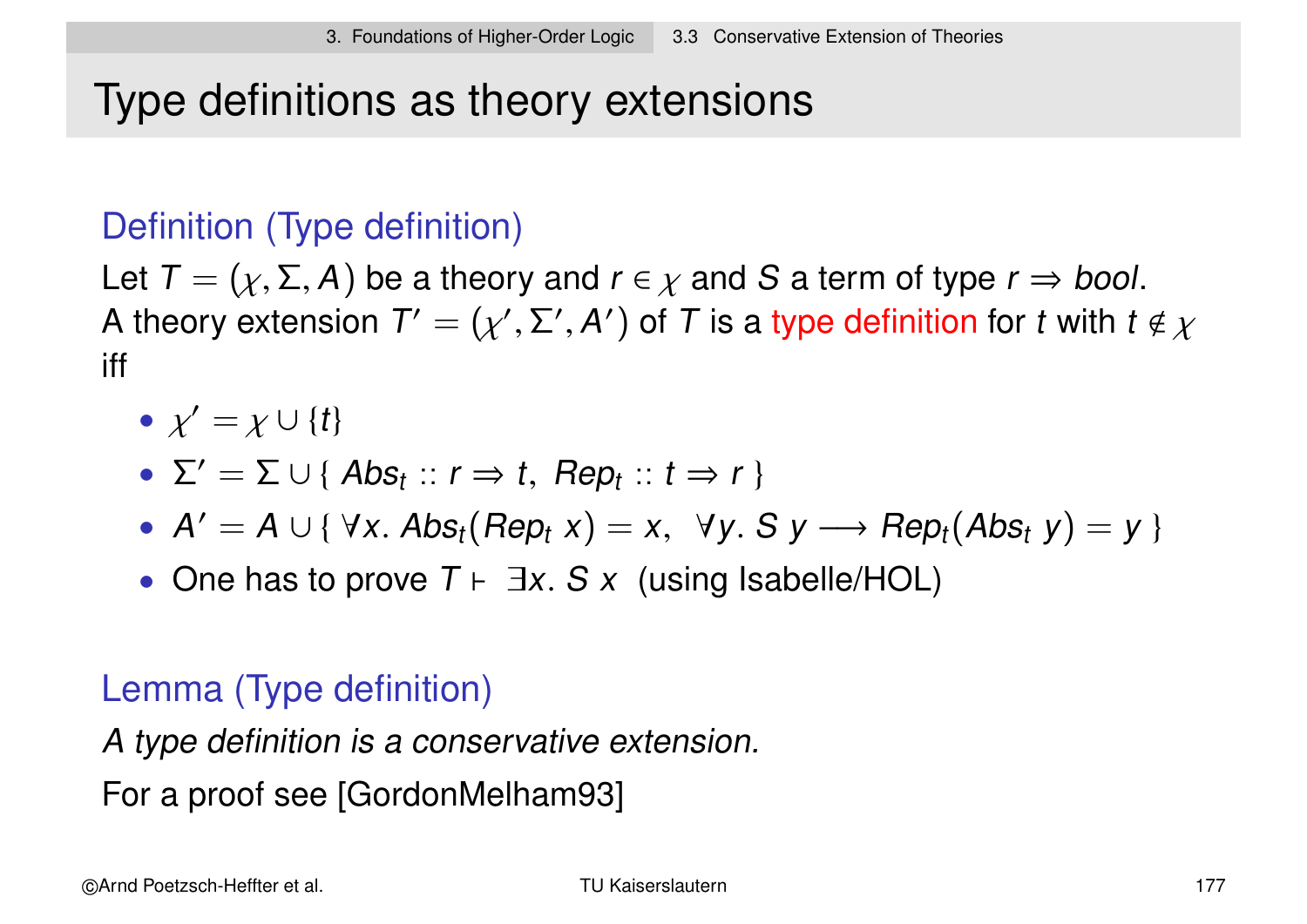# Type definitions as theory extensions

### Definition (Type definition)

Let $T = (\chi, \Sigma, A)$ be a theory and $r \in \chi$ and $S$ a term of type $r \Rightarrow bool$.
A theory extension $T' = (\chi', \Sigma', A')$ of $T$ is a type definition for $t$ with $t \notin \chi$ iff

- $\chi' = \chi \cup \{t\}$
- $\Sigma' = \Sigma \cup \{\, Abs_t :: r \Rightarrow t,\ Rep_t :: t \Rightarrow r \,\}$
- $A' = A \cup \{\, \forall x.\ Abs_t(Rep_t\ x) = x,\ \ \forall y.\ S\ y \longrightarrow Rep_t(Abs_t\ y) = y \,\}$
- One has to prove $T \vdash\ \exists x.\ S\ x$ (using Isabelle/HOL)

### Lemma (Type definition)

*A type definition is a conservative extension.*

For a proof see [GordonMelham93]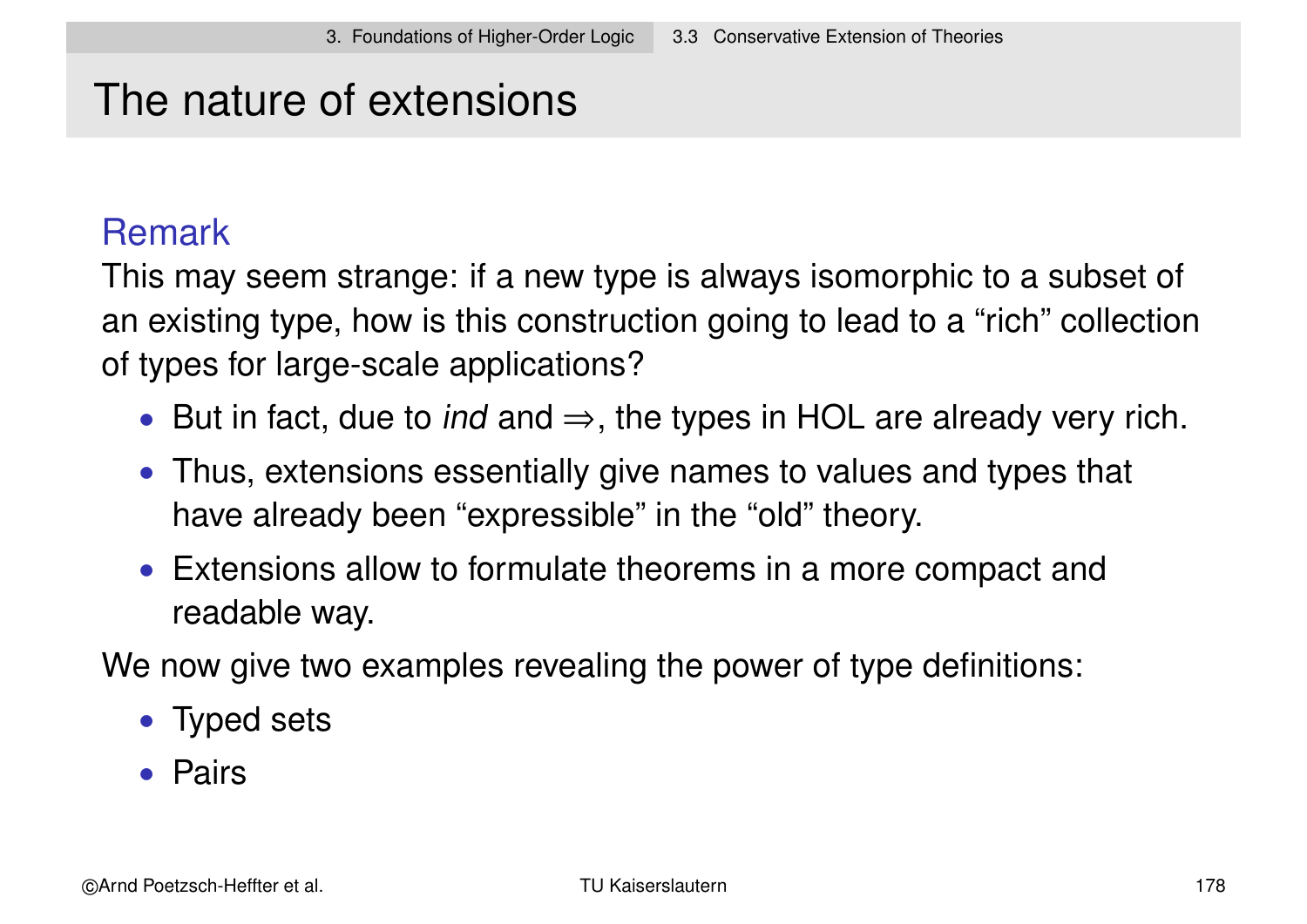# The nature of extensions

### Remark

This may seem strange: if a new type is always isomorphic to a subset of an existing type, how is this construction going to lead to a "rich" collection of types for large-scale applications?

- But in fact, due to *ind* and $\Rightarrow$, the types in HOL are already very rich.
- Thus, extensions essentially give names to values and types that have already been "expressible" in the "old" theory.
- Extensions allow to formulate theorems in a more compact and readable way.

We now give two examples revealing the power of type definitions:

- Typed sets
- Pairs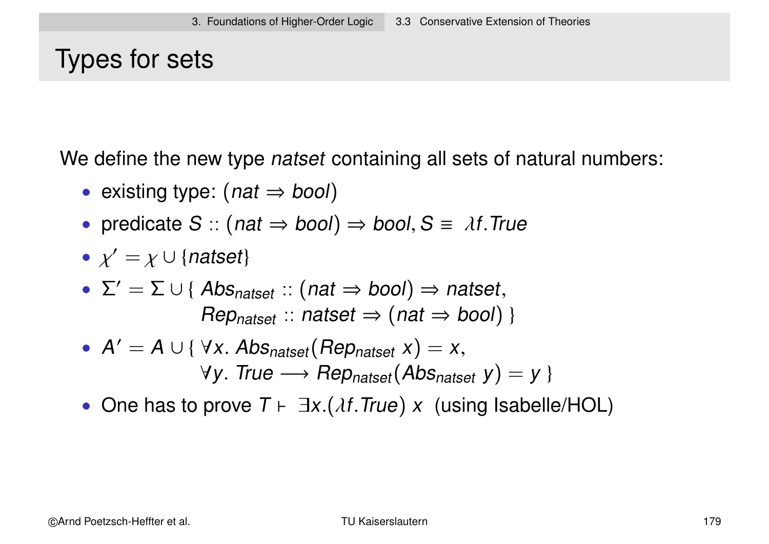# Types for sets

We define the new type *natset* containing all sets of natural numbers:

- existing type: $(nat \Rightarrow bool)$
- predicate $S :: (nat \Rightarrow bool) \Rightarrow bool, S \equiv \lambda f.True$
- $\chi' = \chi \cup \{natset\}$
- $\Sigma' = \Sigma \cup \{ Abs_{natset} :: (nat \Rightarrow bool) \Rightarrow natset,$
  $Rep_{natset} :: natset \Rightarrow (nat \Rightarrow bool) \}$
- $A' = A \cup \{ \forall x.\ Abs_{natset}(Rep_{natset}\ x) = x,$
  $\forall y.\ True \longrightarrow Rep_{natset}(Abs_{natset}\ y) = y \}$
- One has to prove $T \vdash \exists x.(\lambda f.True)\ x$ (using Isabelle/HOL)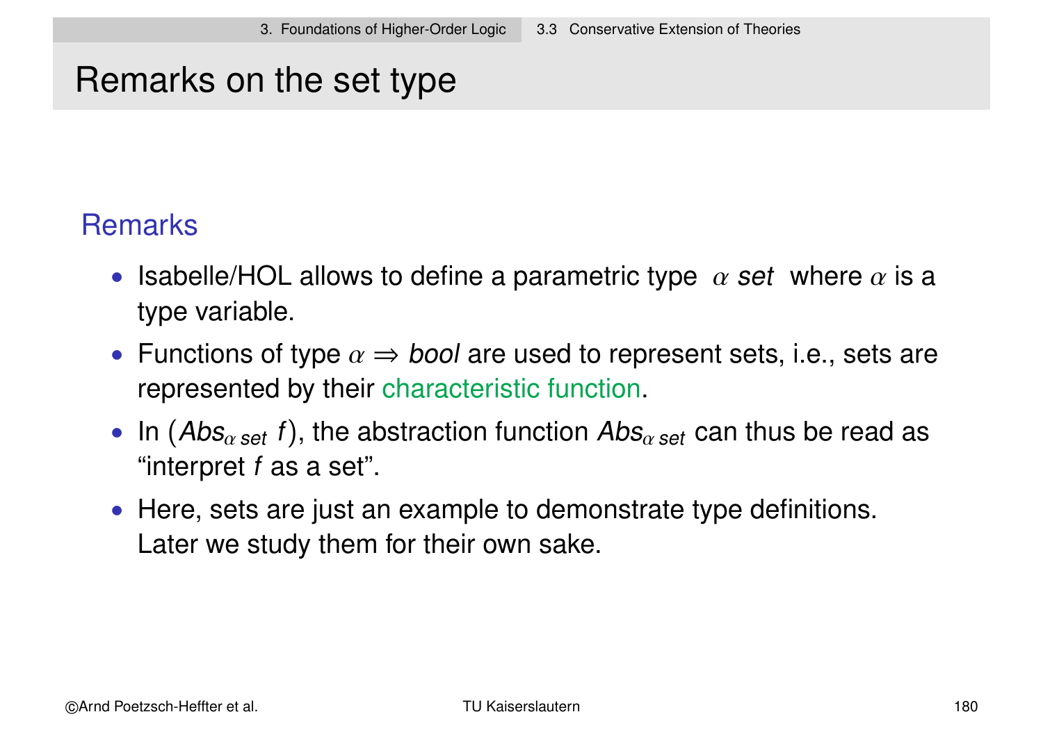# Remarks on the set type

## Remarks

- Isabelle/HOL allows to define a parametric type $\alpha$ *set* where $\alpha$ is a type variable.
- Functions of type $\alpha \Rightarrow$ *bool* are used to represent sets, i.e., sets are represented by their characteristic function.
- In $(Abs_{\alpha\,set}\; f)$, the abstraction function $Abs_{\alpha\,set}$ can thus be read as "interpret $f$ as a set".
- Here, sets are just an example to demonstrate type definitions. Later we study them for their own sake.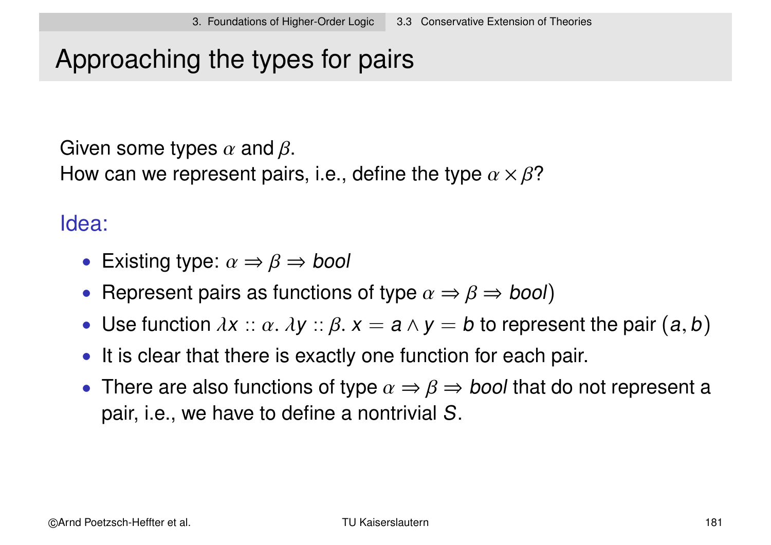# Approaching the types for pairs

Given some types $\alpha$ and $\beta$.
How can we represent pairs, i.e., define the type $\alpha \times \beta$?

Idea:

- Existing type: $\alpha \Rightarrow \beta \Rightarrow bool$
- Represent pairs as functions of type $\alpha \Rightarrow \beta \Rightarrow bool$)
- Use function $\lambda x :: \alpha.\ \lambda y :: \beta.\ x = a \wedge y = b$ to represent the pair $(a, b)$
- It is clear that there is exactly one function for each pair.
- There are also functions of type $\alpha \Rightarrow \beta \Rightarrow bool$ that do not represent a pair, i.e., we have to define a nontrivial $S$.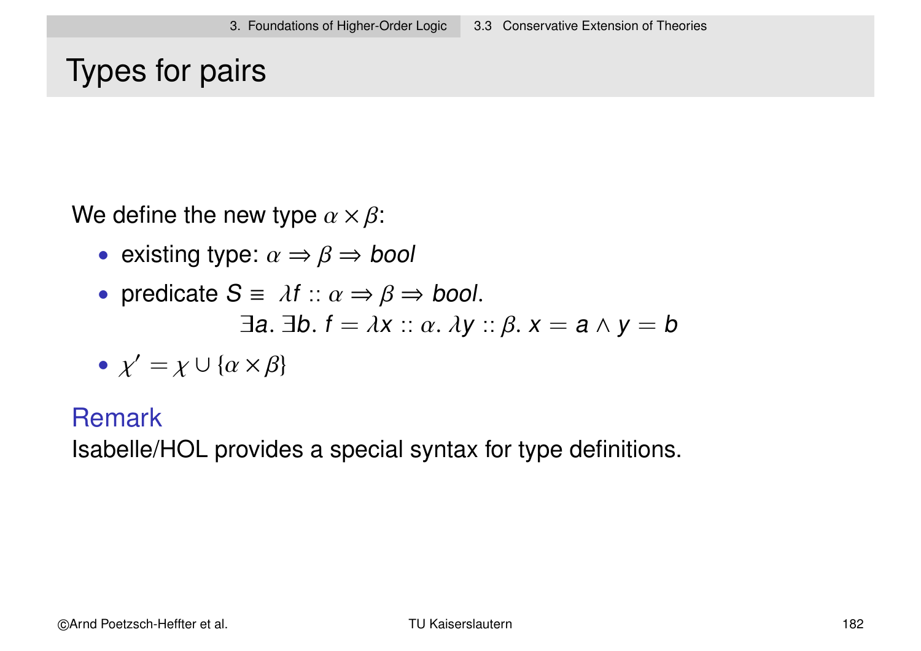# Types for pairs

We define the new type $\alpha \times \beta$:

- existing type: $\alpha \Rightarrow \beta \Rightarrow bool$
- predicate $S \equiv \lambda f :: \alpha \Rightarrow \beta \Rightarrow bool.$
  $$\exists a. \exists b. f = \lambda x :: \alpha. \lambda y :: \beta. x = a \wedge y = b$$
- $\chi' = \chi \cup \{\alpha \times \beta\}$

### Remark

Isabelle/HOL provides a special syntax for type definitions.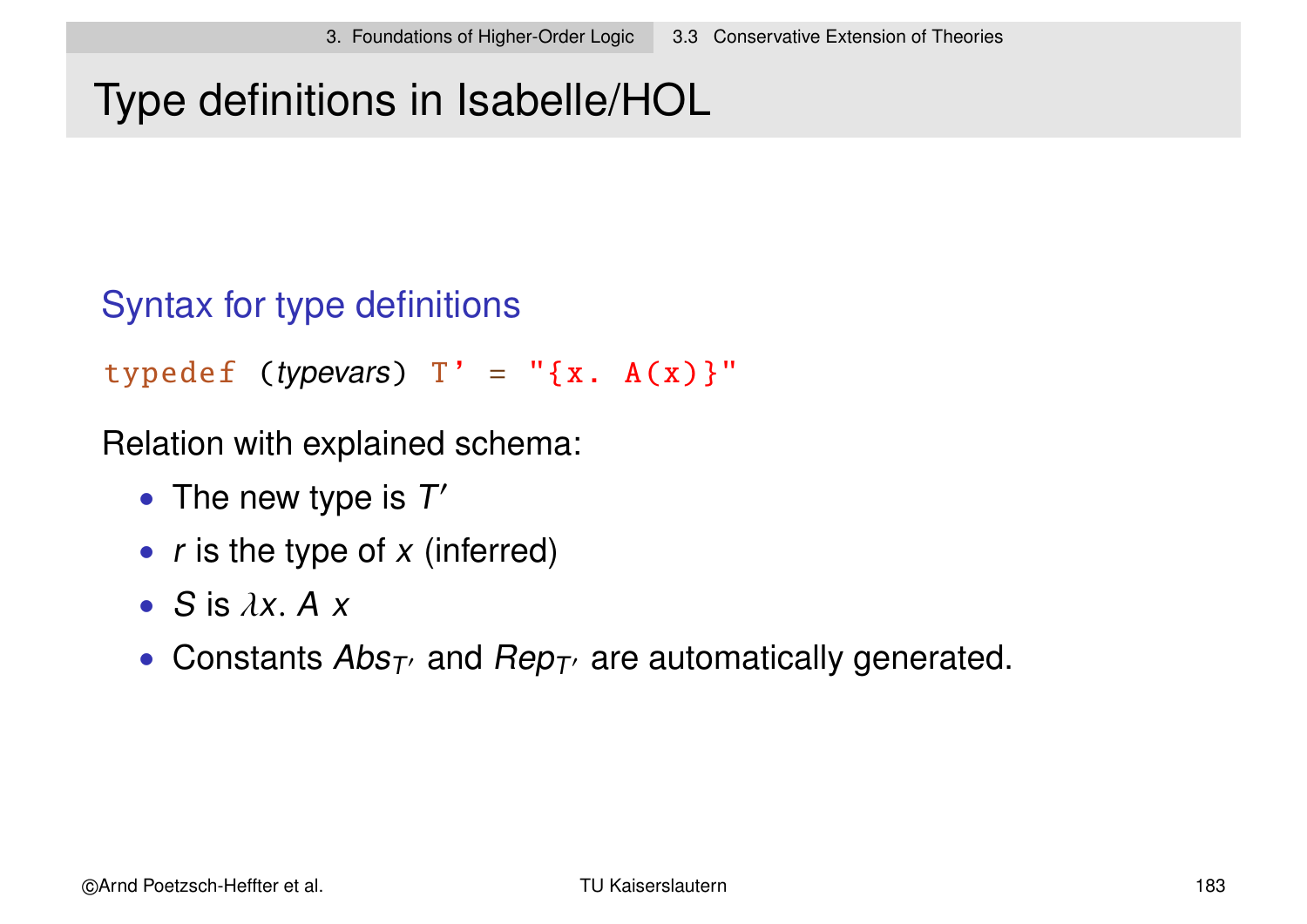# Type definitions in Isabelle/HOL

## Syntax for type definitions

```
typedef (typevars) T' = "{x. A(x)}"
```

Relation with explained schema:

- The new type is $T'$
- $r$ is the type of $x$ (inferred)
- $S$ is $\lambda x.\ A\ x$
- Constants $Abs_{T'}$ and $Rep_{T'}$ are automatically generated.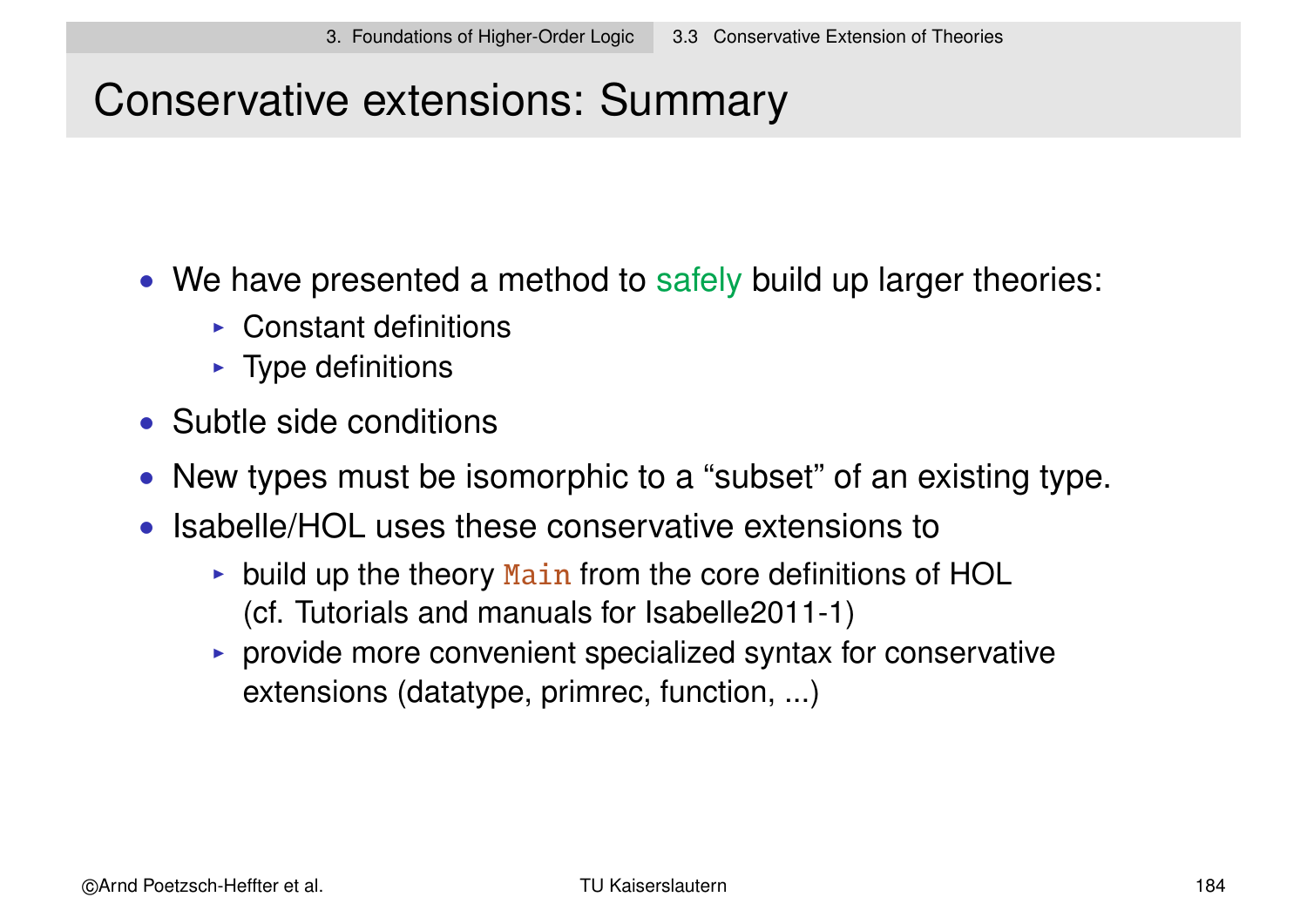# Conservative extensions: Summary

- We have presented a method to safely build up larger theories:
  - Constant definitions
  - Type definitions
- Subtle side conditions
- New types must be isomorphic to a “subset” of an existing type.
- Isabelle/HOL uses these conservative extensions to
  - build up the theory `Main` from the core definitions of HOL (cf. Tutorials and manuals for Isabelle2011-1)
  - provide more convenient specialized syntax for conservative extensions (datatype, primrec, function, ...)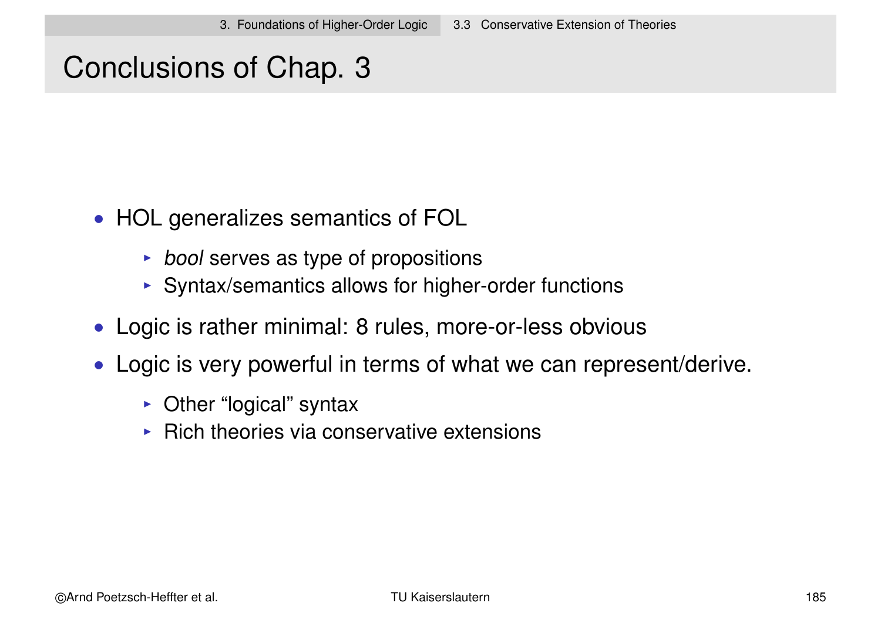# Conclusions of Chap. 3

- HOL generalizes semantics of FOL
  - *bool* serves as type of propositions
  - Syntax/semantics allows for higher-order functions
- Logic is rather minimal: 8 rules, more-or-less obvious
- Logic is very powerful in terms of what we can represent/derive.
  - Other “logical” syntax
  - Rich theories via conservative extensions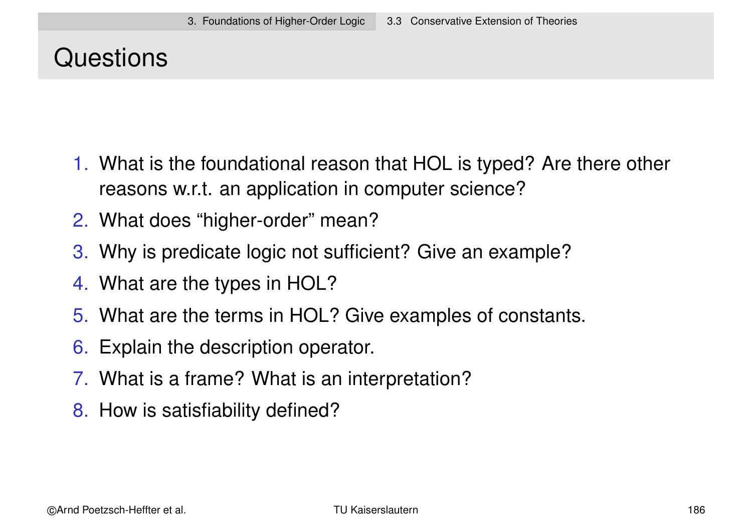# Questions

1. What is the foundational reason that HOL is typed? Are there other reasons w.r.t. an application in computer science?
2. What does “higher-order” mean?
3. Why is predicate logic not sufficient? Give an example?
4. What are the types in HOL?
5. What are the terms in HOL? Give examples of constants.
6. Explain the description operator.
7. What is a frame? What is an interpretation?
8. How is satisfiability defined?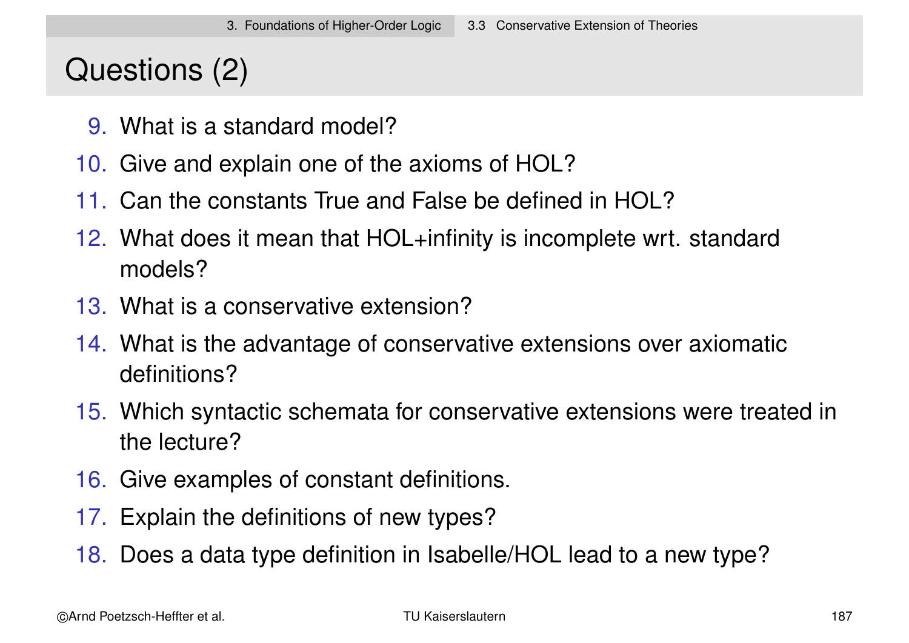# Questions (2)

9. What is a standard model?
10. Give and explain one of the axioms of HOL?
11. Can the constants True and False be defined in HOL?
12. What does it mean that HOL+infinity is incomplete wrt. standard models?
13. What is a conservative extension?
14. What is the advantage of conservative extensions over axiomatic definitions?
15. Which syntactic schemata for conservative extensions were treated in the lecture?
16. Give examples of constant definitions.
17. Explain the definitions of new types?
18. Does a data type definition in Isabelle/HOL lead to a new type?